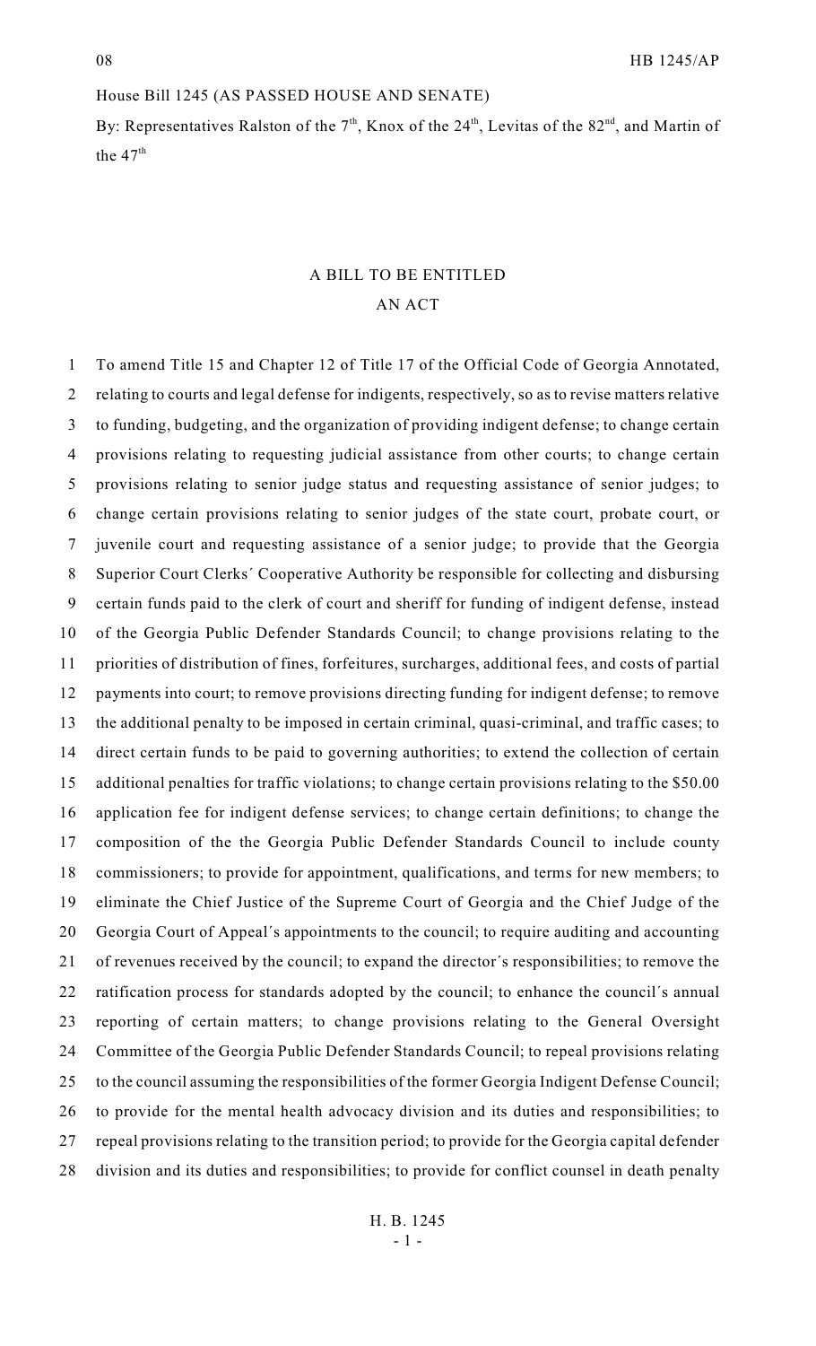House Bill 1245 (AS PASSED HOUSE AND SENATE)

By: Representatives Ralston of the 7th, Knox of the 24th, Levitas of the 82nd, and Martin of the 47th

A BILL TO BE ENTITLED

AN ACT

1 To amend Title 15 and Chapter 12 of Title 17 of the Official Code of Georgia Annotated,
2 relating to courts and legal defense for indigents, respectively, so as to revise matters relative
3 to funding, budgeting, and the organization of providing indigent defense; to change certain
4 provisions relating to requesting judicial assistance from other courts; to change certain
5 provisions relating to senior judge status and requesting assistance of senior judges; to
6 change certain provisions relating to senior judges of the state court, probate court, or
7 juvenile court and requesting assistance of a senior judge; to provide that the Georgia
8 Superior Court Clerks´ Cooperative Authority be responsible for collecting and disbursing
9 certain funds paid to the clerk of court and sheriff for funding of indigent defense, instead
10 of the Georgia Public Defender Standards Council; to change provisions relating to the
11 priorities of distribution of fines, forfeitures, surcharges, additional fees, and costs of partial
12 payments into court; to remove provisions directing funding for indigent defense; to remove
13 the additional penalty to be imposed in certain criminal, quasi-criminal, and traffic cases; to
14 direct certain funds to be paid to governing authorities; to extend the collection of certain
15 additional penalties for traffic violations; to change certain provisions relating to the \$50.00
16 application fee for indigent defense services; to change certain definitions; to change the
17 composition of the the Georgia Public Defender Standards Council to include county
18 commissioners; to provide for appointment, qualifications, and terms for new members; to
19 eliminate the Chief Justice of the Supreme Court of Georgia and the Chief Judge of the
20 Georgia Court of Appeal´s appointments to the council; to require auditing and accounting
21 of revenues received by the council; to expand the director´s responsibilities; to remove the
22 ratification process for standards adopted by the council; to enhance the council´s annual
23 reporting of certain matters; to change provisions relating to the General Oversight
24 Committee of the Georgia Public Defender Standards Council; to repeal provisions relating
25 to the council assuming the responsibilities of the former Georgia Indigent Defense Council;
26 to provide for the mental health advocacy division and its duties and responsibilities; to
27 repeal provisions relating to the transition period; to provide for the Georgia capital defender
28 division and its duties and responsibilities; to provide for conflict counsel in death penalty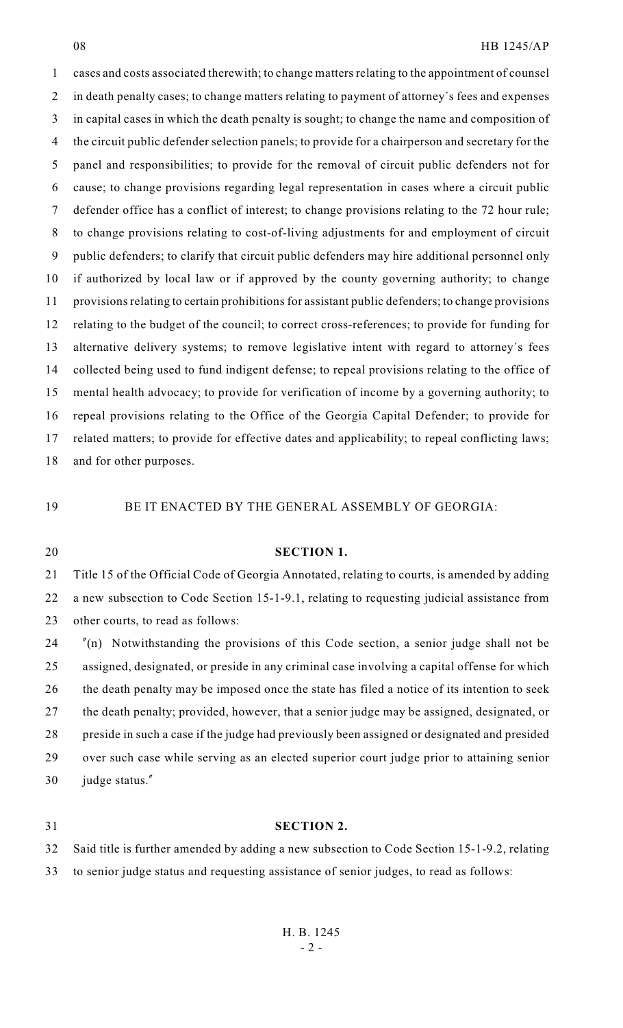cases and costs associated therewith; to change matters relating to the appointment of counsel in death penalty cases; to change matters relating to payment of attorney's fees and expenses in capital cases in which the death penalty is sought; to change the name and composition of the circuit public defender selection panels; to provide for a chairperson and secretary for the panel and responsibilities; to provide for the removal of circuit public defenders not for cause; to change provisions regarding legal representation in cases where a circuit public defender office has a conflict of interest; to change provisions relating to the 72 hour rule; to change provisions relating to cost-of-living adjustments for and employment of circuit public defenders; to clarify that circuit public defenders may hire additional personnel only if authorized by local law or if approved by the county governing authority; to change provisions relating to certain prohibitions for assistant public defenders; to change provisions relating to the budget of the council; to correct cross-references; to provide for funding for alternative delivery systems; to remove legislative intent with regard to attorney's fees collected being used to fund indigent defense; to repeal provisions relating to the office of mental health advocacy; to provide for verification of income by a governing authority; to repeal provisions relating to the Office of the Georgia Capital Defender; to provide for related matters; to provide for effective dates and applicability; to repeal conflicting laws; and for other purposes.

BE IT ENACTED BY THE GENERAL ASSEMBLY OF GEORGIA:

**SECTION 1.**

Title 15 of the Official Code of Georgia Annotated, relating to courts, is amended by adding a new subsection to Code Section 15-1-9.1, relating to requesting judicial assistance from other courts, to read as follows:

"(n) Notwithstanding the provisions of this Code section, a senior judge shall not be assigned, designated, or preside in any criminal case involving a capital offense for which the death penalty may be imposed once the state has filed a notice of its intention to seek the death penalty; provided, however, that a senior judge may be assigned, designated, or preside in such a case if the judge had previously been assigned or designated and presided over such case while serving as an elected superior court judge prior to attaining senior judge status."

**SECTION 2.**

Said title is further amended by adding a new subsection to Code Section 15-1-9.2, relating to senior judge status and requesting assistance of senior judges, to read as follows: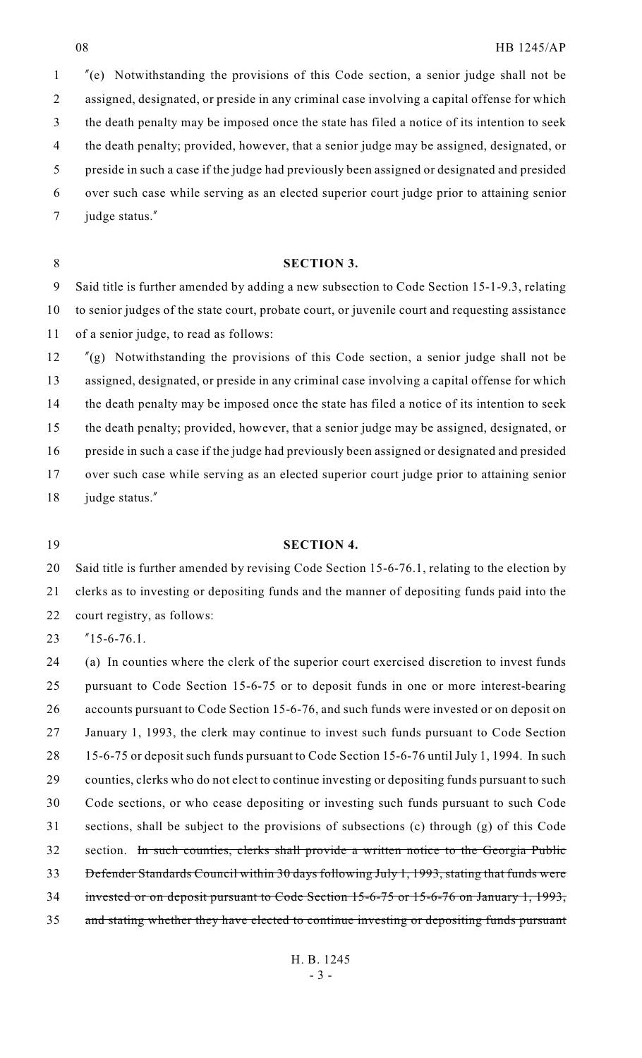"(e) Notwithstanding the provisions of this Code section, a senior judge shall not be assigned, designated, or preside in any criminal case involving a capital offense for which the death penalty may be imposed once the state has filed a notice of its intention to seek the death penalty; provided, however, that a senior judge may be assigned, designated, or preside in such a case if the judge had previously been assigned or designated and presided over such case while serving as an elected superior court judge prior to attaining senior judge status."

**SECTION 3.**

Said title is further amended by adding a new subsection to Code Section 15-1-9.3, relating to senior judges of the state court, probate court, or juvenile court and requesting assistance of a senior judge, to read as follows:

"(g) Notwithstanding the provisions of this Code section, a senior judge shall not be assigned, designated, or preside in any criminal case involving a capital offense for which the death penalty may be imposed once the state has filed a notice of its intention to seek the death penalty; provided, however, that a senior judge may be assigned, designated, or preside in such a case if the judge had previously been assigned or designated and presided over such case while serving as an elected superior court judge prior to attaining senior judge status."

**SECTION 4.**

Said title is further amended by revising Code Section 15-6-76.1, relating to the election by clerks as to investing or depositing funds and the manner of depositing funds paid into the court registry, as follows:

"15-6-76.1.

(a) In counties where the clerk of the superior court exercised discretion to invest funds pursuant to Code Section 15-6-75 or to deposit funds in one or more interest-bearing accounts pursuant to Code Section 15-6-76, and such funds were invested or on deposit on January 1, 1993, the clerk may continue to invest such funds pursuant to Code Section 15-6-75 or deposit such funds pursuant to Code Section 15-6-76 until July 1, 1994. In such counties, clerks who do not elect to continue investing or depositing funds pursuant to such Code sections, or who cease depositing or investing such funds pursuant to such Code sections, shall be subject to the provisions of subsections (c) through (g) of this Code section. ~~In such counties, clerks shall provide a written notice to the Georgia Public Defender Standards Council within 30 days following July 1, 1993, stating that funds were invested or on deposit pursuant to Code Section 15-6-75 or 15-6-76 on January 1, 1993, and stating whether they have elected to continue investing or depositing funds pursuant~~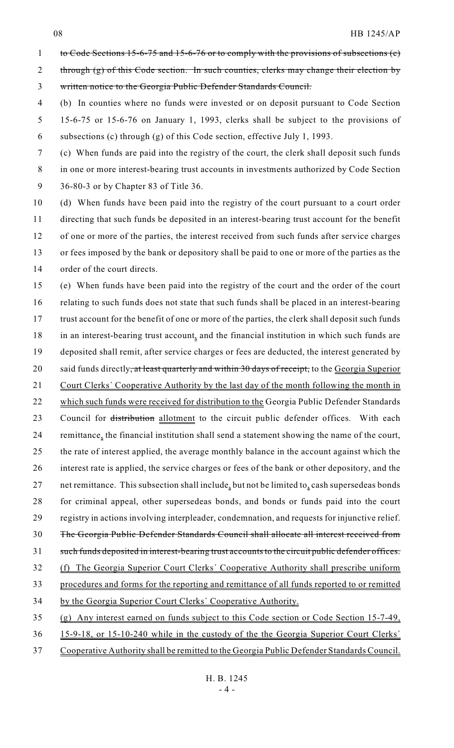to Code Sections 15-6-75 and 15-6-76 or to comply with the provisions of subsections (c) through (g) of this Code section. In such counties, clerks may change their election by written notice to the Georgia Public Defender Standards Council.

(b) In counties where no funds were invested or on deposit pursuant to Code Section 15-6-75 or 15-6-76 on January 1, 1993, clerks shall be subject to the provisions of subsections (c) through (g) of this Code section, effective July 1, 1993.

(c) When funds are paid into the registry of the court, the clerk shall deposit such funds in one or more interest-bearing trust accounts in investments authorized by Code Section 36-80-3 or by Chapter 83 of Title 36.

(d) When funds have been paid into the registry of the court pursuant to a court order directing that such funds be deposited in an interest-bearing trust account for the benefit of one or more of the parties, the interest received from such funds after service charges or fees imposed by the bank or depository shall be paid to one or more of the parties as the order of the court directs.

(e) When funds have been paid into the registry of the court and the order of the court relating to such funds does not state that such funds shall be placed in an interest-bearing trust account for the benefit of one or more of the parties, the clerk shall deposit such funds in an interest-bearing trust account, and the financial institution in which such funds are deposited shall remit, after service charges or fees are deducted, the interest generated by said funds directly, at least quarterly and within 30 days of receipt, to the Georgia Superior Court Clerks´ Cooperative Authority by the last day of the month following the month in which such funds were received for distribution to the Georgia Public Defender Standards Council for distribution allotment to the circuit public defender offices. With each remittance, the financial institution shall send a statement showing the name of the court, the rate of interest applied, the average monthly balance in the account against which the interest rate is applied, the service charges or fees of the bank or other depository, and the net remittance. This subsection shall include, but not be limited to, cash supersedeas bonds for criminal appeal, other supersedeas bonds, and bonds or funds paid into the court registry in actions involving interpleader, condemnation, and requests for injunctive relief. The Georgia Public Defender Standards Council shall allocate all interest received from such funds deposited in interest-bearing trust accounts to the circuit public defender offices.

(f) The Georgia Superior Court Clerks´ Cooperative Authority shall prescribe uniform procedures and forms for the reporting and remittance of all funds reported to or remitted by the Georgia Superior Court Clerks´ Cooperative Authority.

(g) Any interest earned on funds subject to this Code section or Code Section 15-7-49, 15-9-18, or 15-10-240 while in the custody of the the Georgia Superior Court Clerks´ Cooperative Authority shall be remitted to the Georgia Public Defender Standards Council.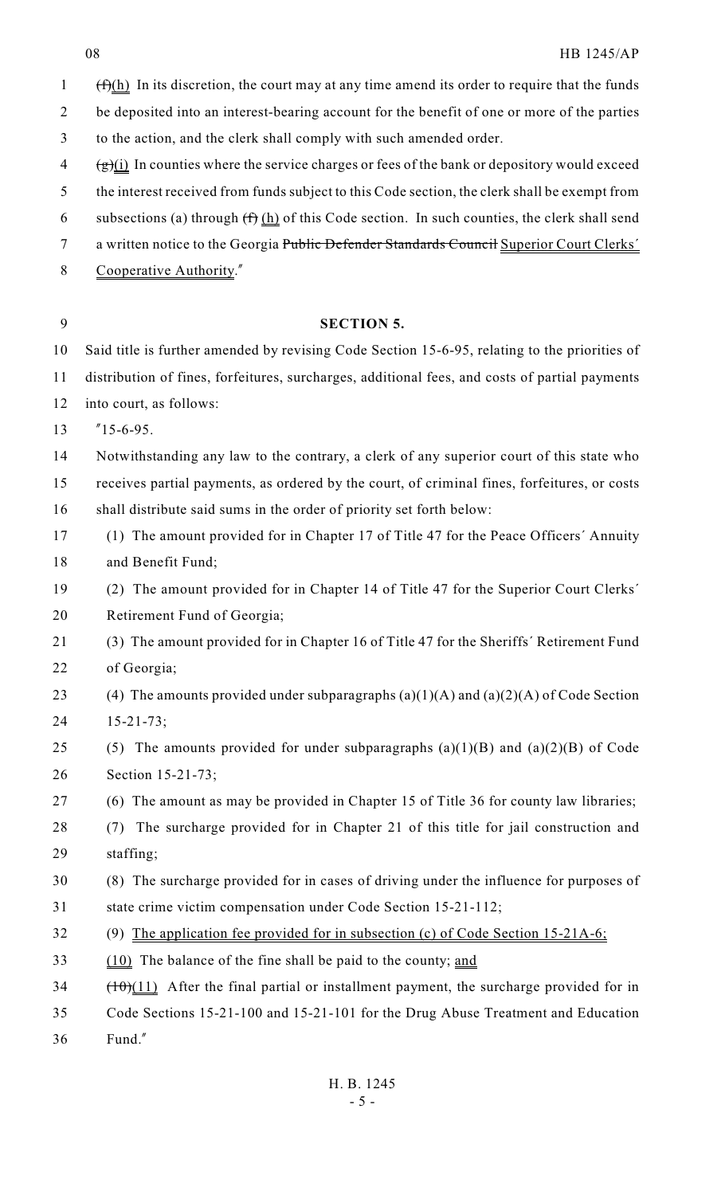~~(f)~~(h) In its discretion, the court may at any time amend its order to require that the funds be deposited into an interest-bearing account for the benefit of one or more of the parties to the action, and the clerk shall comply with such amended order.

~~(g)~~(i) In counties where the service charges or fees of the bank or depository would exceed the interest received from funds subject to this Code section, the clerk shall be exempt from subsections (a) through ~~(f)~~ (h) of this Code section. In such counties, the clerk shall send a written notice to the Georgia ~~Public Defender Standards Council~~ Superior Court Clerks' Cooperative Authority."

**SECTION 5.**

Said title is further amended by revising Code Section 15-6-95, relating to the priorities of distribution of fines, forfeitures, surcharges, additional fees, and costs of partial payments into court, as follows:

"15-6-95.

Notwithstanding any law to the contrary, a clerk of any superior court of this state who receives partial payments, as ordered by the court, of criminal fines, forfeitures, or costs shall distribute said sums in the order of priority set forth below:

(1) The amount provided for in Chapter 17 of Title 47 for the Peace Officers' Annuity and Benefit Fund;

(2) The amount provided for in Chapter 14 of Title 47 for the Superior Court Clerks' Retirement Fund of Georgia;

(3) The amount provided for in Chapter 16 of Title 47 for the Sheriffs' Retirement Fund of Georgia;

(4) The amounts provided under subparagraphs (a)(1)(A) and (a)(2)(A) of Code Section 15-21-73;

(5) The amounts provided for under subparagraphs (a)(1)(B) and (a)(2)(B) of Code Section 15-21-73;

(6) The amount as may be provided in Chapter 15 of Title 36 for county law libraries;

(7) The surcharge provided for in Chapter 21 of this title for jail construction and staffing;

(8) The surcharge provided for in cases of driving under the influence for purposes of state crime victim compensation under Code Section 15-21-112;

(9) The application fee provided for in subsection (c) of Code Section 15-21A-6;

(10) The balance of the fine shall be paid to the county; and

~~(10)~~(11) After the final partial or installment payment, the surcharge provided for in Code Sections 15-21-100 and 15-21-101 for the Drug Abuse Treatment and Education Fund."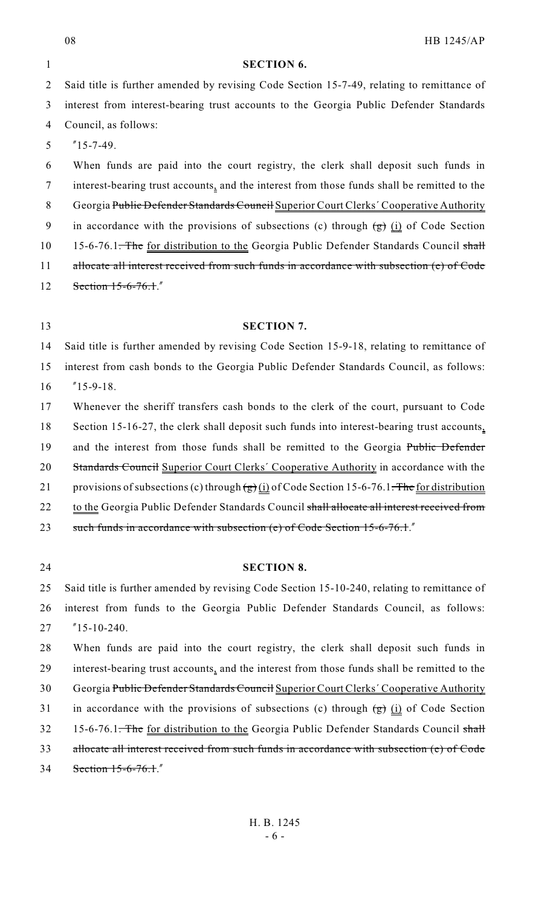**SECTION 6.**

Said title is further amended by revising Code Section 15-7-49, relating to remittance of interest from interest-bearing trust accounts to the Georgia Public Defender Standards Council, as follows:

"15-7-49.

When funds are paid into the court registry, the clerk shall deposit such funds in interest-bearing trust accounts, and the interest from those funds shall be remitted to the Georgia ~~Public Defender Standards Council~~ Superior Court Clerks' Cooperative Authority in accordance with the provisions of subsections (c) through ~~(g)~~ (i) of Code Section 15-6-76.1~~. The~~ for distribution to the Georgia Public Defender Standards Council ~~shall allocate all interest received from such funds in accordance with subsection (e) of Code Section 15-6-76.1~~."

**SECTION 7.**

Said title is further amended by revising Code Section 15-9-18, relating to remittance of interest from cash bonds to the Georgia Public Defender Standards Council, as follows:

"15-9-18.

Whenever the sheriff transfers cash bonds to the clerk of the court, pursuant to Code Section 15-16-27, the clerk shall deposit such funds into interest-bearing trust accounts, and the interest from those funds shall be remitted to the Georgia ~~Public Defender Standards Council~~ Superior Court Clerks' Cooperative Authority in accordance with the provisions of subsections (c) through ~~(g)~~ (i) of Code Section 15-6-76.1~~. The~~ for distribution to the Georgia Public Defender Standards Council ~~shall allocate all interest received from such funds in accordance with subsection (e) of Code Section 15-6-76.1~~."

**SECTION 8.**

Said title is further amended by revising Code Section 15-10-240, relating to remittance of interest from funds to the Georgia Public Defender Standards Council, as follows:

"15-10-240.

When funds are paid into the court registry, the clerk shall deposit such funds in interest-bearing trust accounts, and the interest from those funds shall be remitted to the Georgia ~~Public Defender Standards Council~~ Superior Court Clerks' Cooperative Authority in accordance with the provisions of subsections (c) through ~~(g)~~ (i) of Code Section 15-6-76.1~~. The~~ for distribution to the Georgia Public Defender Standards Council ~~shall allocate all interest received from such funds in accordance with subsection (e) of Code Section 15-6-76.1~~."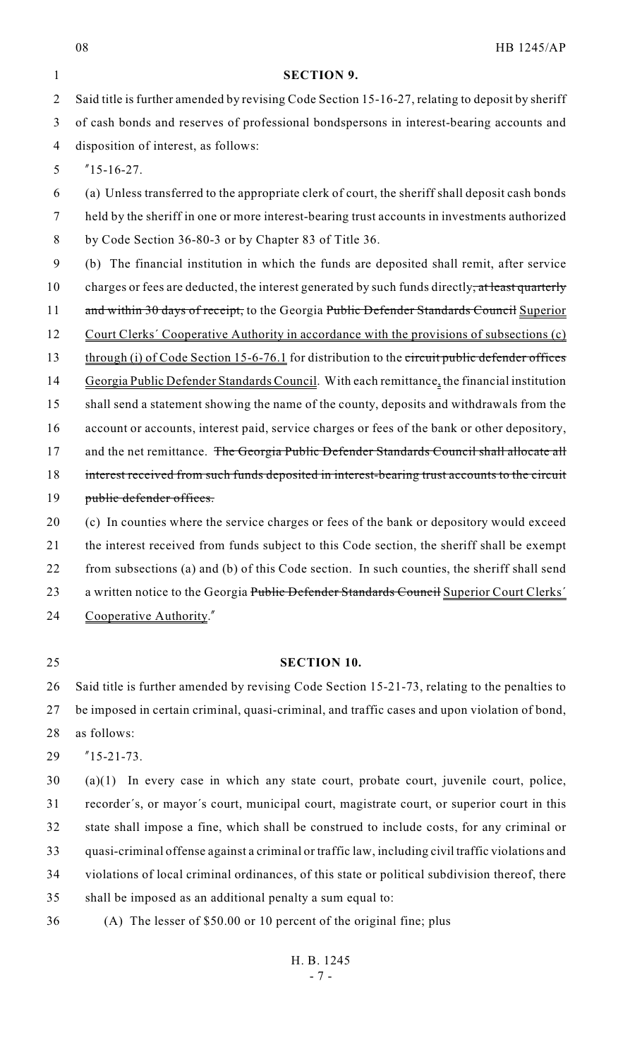**SECTION 9.**

Said title is further amended by revising Code Section 15-16-27, relating to deposit by sheriff of cash bonds and reserves of professional bondspersons in interest-bearing accounts and disposition of interest, as follows:

"15-16-27.

(a) Unless transferred to the appropriate clerk of court, the sheriff shall deposit cash bonds held by the sheriff in one or more interest-bearing trust accounts in investments authorized by Code Section 36-80-3 or by Chapter 83 of Title 36.

(b) The financial institution in which the funds are deposited shall remit, after service charges or fees are deducted, the interest generated by such funds directly~~, at least quarterly and within 30 days of receipt,~~ to the Georgia ~~Public Defender Standards Council~~ Superior Court Clerks' Cooperative Authority in accordance with the provisions of subsections (c) through (i) of Code Section 15-6-76.1 for distribution to the ~~circuit public defender offices~~ Georgia Public Defender Standards Council. With each remittance, the financial institution shall send a statement showing the name of the county, deposits and withdrawals from the account or accounts, interest paid, service charges or fees of the bank or other depository, and the net remittance. ~~The Georgia Public Defender Standards Council shall allocate all interest received from such funds deposited in interest-bearing trust accounts to the circuit public defender offices.~~

(c) In counties where the service charges or fees of the bank or depository would exceed the interest received from funds subject to this Code section, the sheriff shall be exempt from subsections (a) and (b) of this Code section. In such counties, the sheriff shall send a written notice to the Georgia ~~Public Defender Standards Council~~ Superior Court Clerks' Cooperative Authority."

**SECTION 10.**

Said title is further amended by revising Code Section 15-21-73, relating to the penalties to be imposed in certain criminal, quasi-criminal, and traffic cases and upon violation of bond, as follows:

"15-21-73.

(a)(1) In every case in which any state court, probate court, juvenile court, police, recorder's, or mayor's court, municipal court, magistrate court, or superior court in this state shall impose a fine, which shall be construed to include costs, for any criminal or quasi-criminal offense against a criminal or traffic law, including civil traffic violations and violations of local criminal ordinances, of this state or political subdivision thereof, there shall be imposed as an additional penalty a sum equal to:

(A) The lesser of $50.00 or 10 percent of the original fine; plus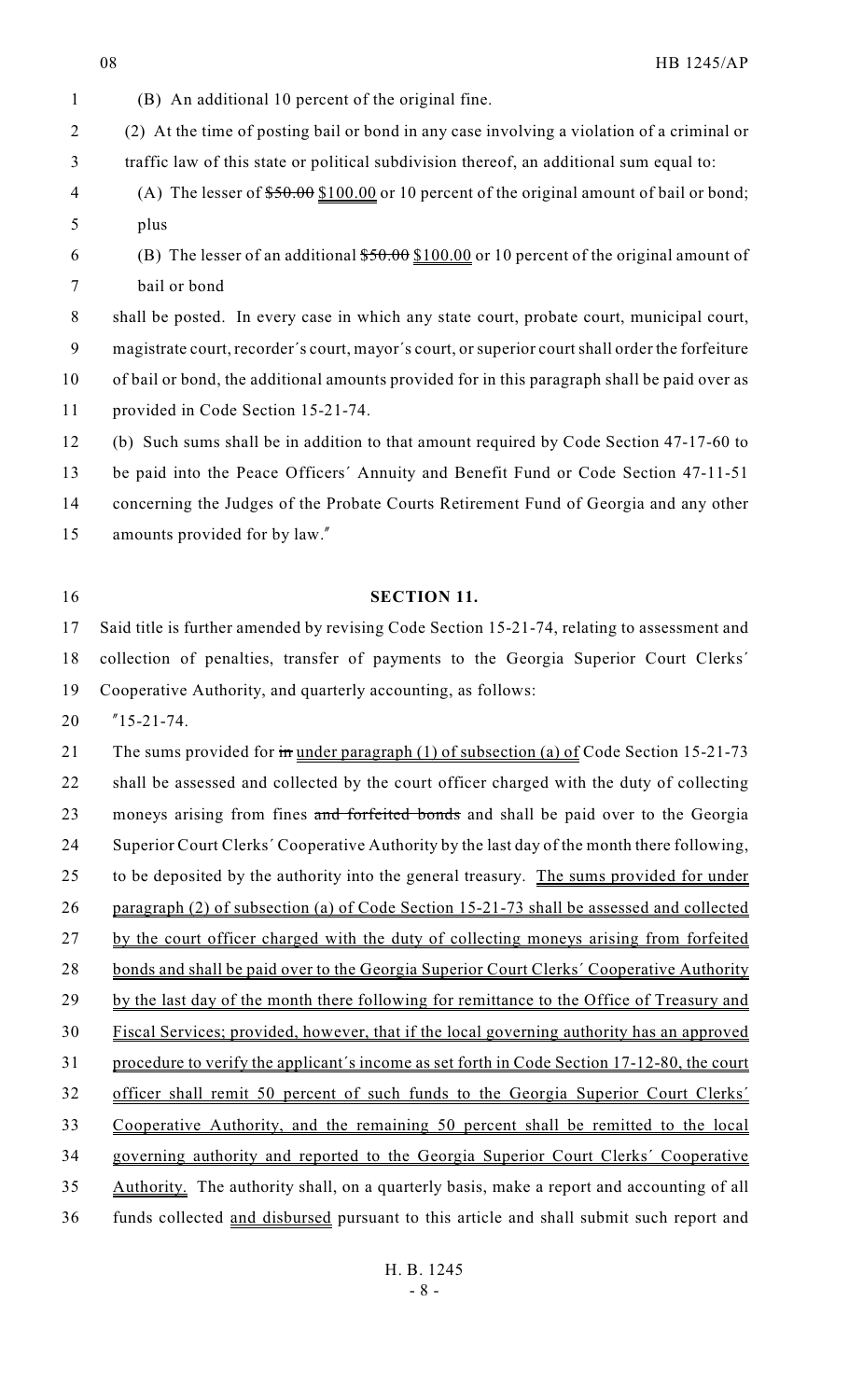(B) An additional 10 percent of the original fine.

(2) At the time of posting bail or bond in any case involving a violation of a criminal or traffic law of this state or political subdivision thereof, an additional sum equal to:

(A) The lesser of ~~$50.00~~ $100.00 or 10 percent of the original amount of bail or bond; plus

(B) The lesser of an additional ~~$50.00~~ $100.00 or 10 percent of the original amount of bail or bond

shall be posted. In every case in which any state court, probate court, municipal court, magistrate court, recorder's court, mayor's court, or superior court shall order the forfeiture of bail or bond, the additional amounts provided for in this paragraph shall be paid over as provided in Code Section 15-21-74.

(b) Such sums shall be in addition to that amount required by Code Section 47-17-60 to be paid into the Peace Officers' Annuity and Benefit Fund or Code Section 47-11-51 concerning the Judges of the Probate Courts Retirement Fund of Georgia and any other amounts provided for by law."

**SECTION 11.**

Said title is further amended by revising Code Section 15-21-74, relating to assessment and collection of penalties, transfer of payments to the Georgia Superior Court Clerks' Cooperative Authority, and quarterly accounting, as follows:

"15-21-74.

The sums provided for ~~in~~ under paragraph (1) of subsection (a) of Code Section 15-21-73 shall be assessed and collected by the court officer charged with the duty of collecting moneys arising from fines ~~and forfeited bonds~~ and shall be paid over to the Georgia Superior Court Clerks' Cooperative Authority by the last day of the month there following, to be deposited by the authority into the general treasury. The sums provided for under paragraph (2) of subsection (a) of Code Section 15-21-73 shall be assessed and collected by the court officer charged with the duty of collecting moneys arising from forfeited bonds and shall be paid over to the Georgia Superior Court Clerks' Cooperative Authority by the last day of the month there following for remittance to the Office of Treasury and Fiscal Services; provided, however, that if the local governing authority has an approved procedure to verify the applicant's income as set forth in Code Section 17-12-80, the court officer shall remit 50 percent of such funds to the Georgia Superior Court Clerks' Cooperative Authority, and the remaining 50 percent shall be remitted to the local governing authority and reported to the Georgia Superior Court Clerks' Cooperative Authority. The authority shall, on a quarterly basis, make a report and accounting of all funds collected and disbursed pursuant to this article and shall submit such report and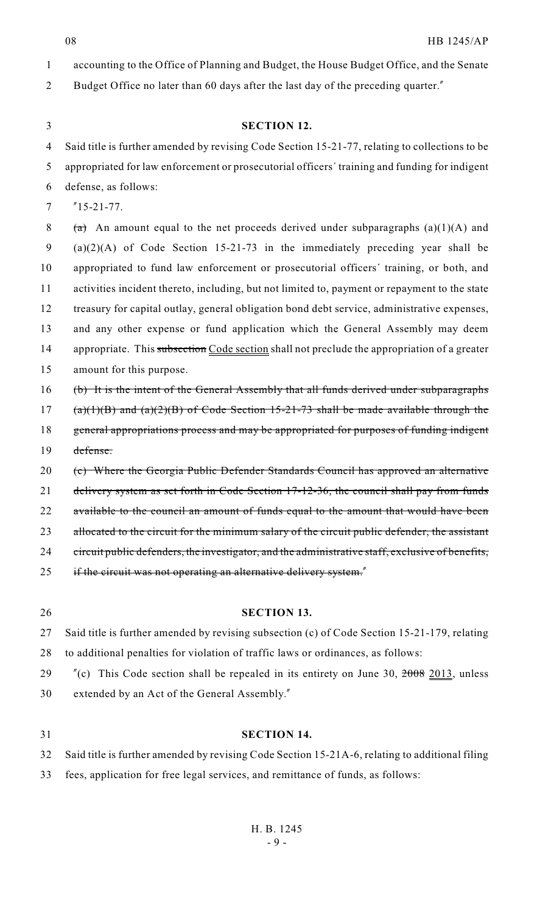accounting to the Office of Planning and Budget, the House Budget Office, and the Senate Budget Office no later than 60 days after the last day of the preceding quarter."

**SECTION 12.**

Said title is further amended by revising Code Section 15-21-77, relating to collections to be appropriated for law enforcement or prosecutorial officers' training and funding for indigent defense, as follows:

"15-21-77.

~~(a)~~ An amount equal to the net proceeds derived under subparagraphs (a)(1)(A) and (a)(2)(A) of Code Section 15-21-73 in the immediately preceding year shall be appropriated to fund law enforcement or prosecutorial officers' training, or both, and activities incident thereto, including, but not limited to, payment or repayment to the state treasury for capital outlay, general obligation bond debt service, administrative expenses, and any other expense or fund application which the General Assembly may deem appropriate. This ~~subsection~~ <u>Code section</u> shall not preclude the appropriation of a greater amount for this purpose.

~~(b) It is the intent of the General Assembly that all funds derived under subparagraphs (a)(1)(B) and (a)(2)(B) of Code Section 15-21-73 shall be made available through the general appropriations process and may be appropriated for purposes of funding indigent defense.~~

~~(c) Where the Georgia Public Defender Standards Council has approved an alternative delivery system as set forth in Code Section 17-12-36, the council shall pay from funds available to the council an amount of funds equal to the amount that would have been allocated to the circuit for the minimum salary of the circuit public defender, the assistant circuit public defenders, the investigator, and the administrative staff, exclusive of benefits, if the circuit was not operating an alternative delivery system.~~"

**SECTION 13.**

Said title is further amended by revising subsection (c) of Code Section 15-21-179, relating to additional penalties for violation of traffic laws or ordinances, as follows:

"(c) This Code section shall be repealed in its entirety on June 30, ~~2008~~ <u>2013</u>, unless extended by an Act of the General Assembly."

**SECTION 14.**

Said title is further amended by revising Code Section 15-21A-6, relating to additional filing fees, application for free legal services, and remittance of funds, as follows: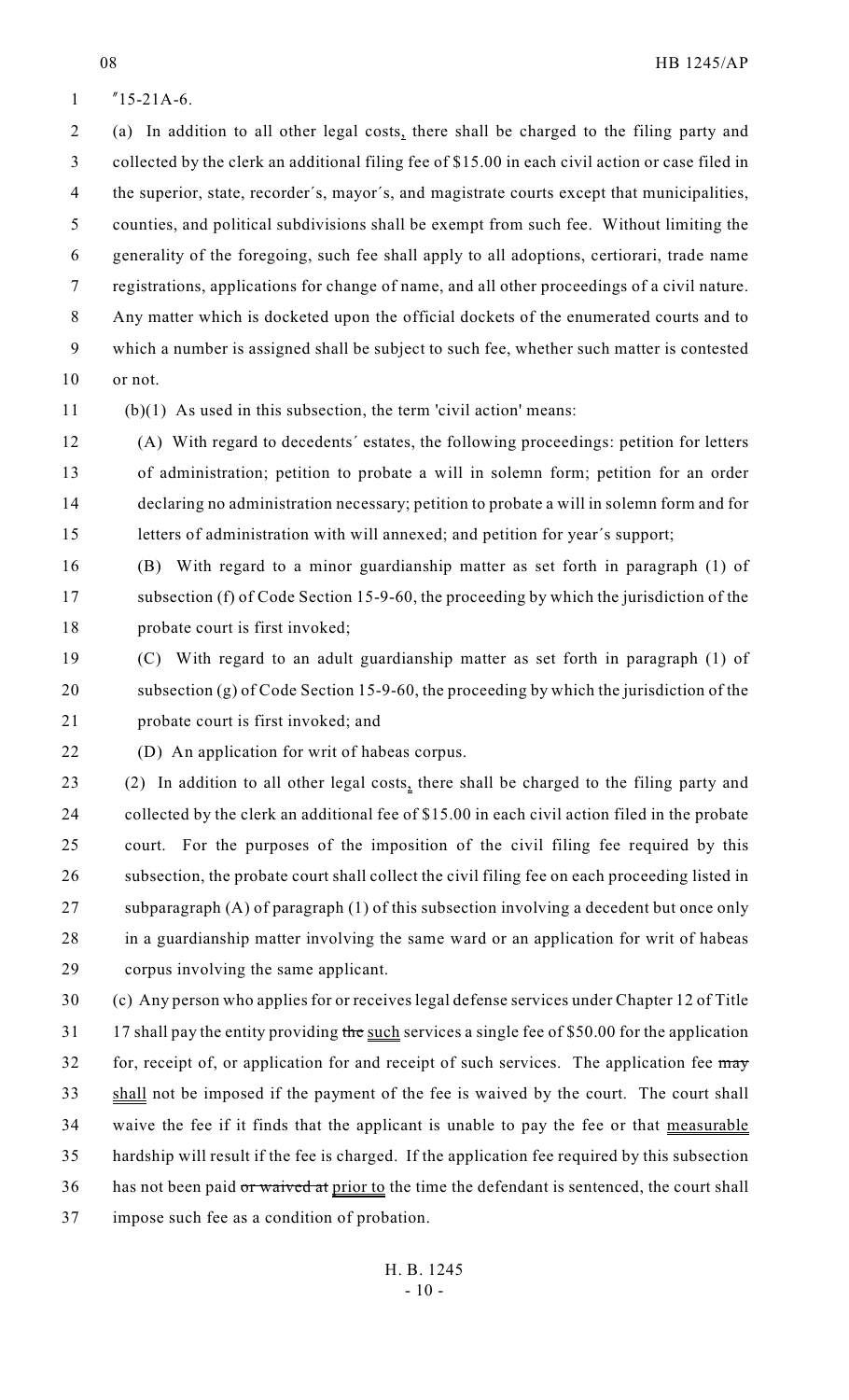"15-21A-6.

(a) In addition to all other legal costs, there shall be charged to the filing party and collected by the clerk an additional filing fee of $15.00 in each civil action or case filed in the superior, state, recorder's, mayor's, and magistrate courts except that municipalities, counties, and political subdivisions shall be exempt from such fee. Without limiting the generality of the foregoing, such fee shall apply to all adoptions, certiorari, trade name registrations, applications for change of name, and all other proceedings of a civil nature. Any matter which is docketed upon the official dockets of the enumerated courts and to which a number is assigned shall be subject to such fee, whether such matter is contested or not.

(b)(1) As used in this subsection, the term 'civil action' means:

(A) With regard to decedents' estates, the following proceedings: petition for letters of administration; petition to probate a will in solemn form; petition for an order declaring no administration necessary; petition to probate a will in solemn form and for letters of administration with will annexed; and petition for year's support;

(B) With regard to a minor guardianship matter as set forth in paragraph (1) of subsection (f) of Code Section 15-9-60, the proceeding by which the jurisdiction of the probate court is first invoked;

(C) With regard to an adult guardianship matter as set forth in paragraph (1) of subsection (g) of Code Section 15-9-60, the proceeding by which the jurisdiction of the probate court is first invoked; and

(D) An application for writ of habeas corpus.

(2) In addition to all other legal costs, there shall be charged to the filing party and collected by the clerk an additional fee of $15.00 in each civil action filed in the probate court. For the purposes of the imposition of the civil filing fee required by this subsection, the probate court shall collect the civil filing fee on each proceeding listed in subparagraph (A) of paragraph (1) of this subsection involving a decedent but once only in a guardianship matter involving the same ward or an application for writ of habeas corpus involving the same applicant.

(c) Any person who applies for or receives legal defense services under Chapter 12 of Title 17 shall pay the entity providing ~~the~~ such services a single fee of $50.00 for the application for, receipt of, or application for and receipt of such services. The application fee ~~may~~ shall not be imposed if the payment of the fee is waived by the court. The court shall waive the fee if it finds that the applicant is unable to pay the fee or that measurable hardship will result if the fee is charged. If the application fee required by this subsection has not been paid ~~or waived at~~ prior to the time the defendant is sentenced, the court shall impose such fee as a condition of probation.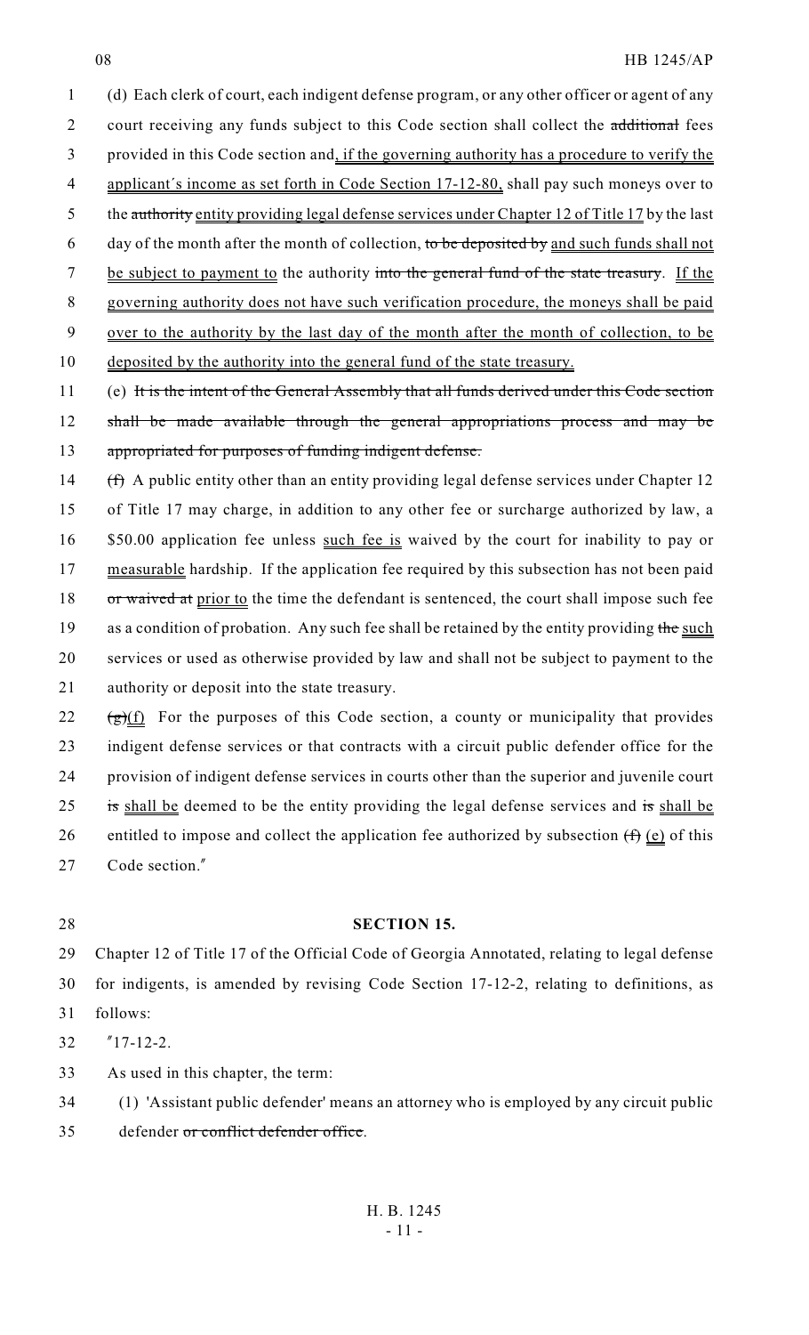(d) Each clerk of court, each indigent defense program, or any other officer or agent of any court receiving any funds subject to this Code section shall collect the ~~additional~~ fees provided in this Code section and, if the governing authority has a procedure to verify the applicant's income as set forth in Code Section 17-12-80, shall pay such moneys over to the ~~authority~~ entity providing legal defense services under Chapter 12 of Title 17 by the last day of the month after the month of collection, ~~to be deposited by~~ and such funds shall not be subject to payment to the authority ~~into the general fund of the state treasury~~. If the governing authority does not have such verification procedure, the moneys shall be paid over to the authority by the last day of the month after the month of collection, to be deposited by the authority into the general fund of the state treasury.

(e) ~~It is the intent of the General Assembly that all funds derived under this Code section shall be made available through the general appropriations process and may be appropriated for purposes of funding indigent defense.~~

~~(f)~~ A public entity other than an entity providing legal defense services under Chapter 12 of Title 17 may charge, in addition to any other fee or surcharge authorized by law, a $50.00 application fee unless such fee is waived by the court for inability to pay or measurable hardship. If the application fee required by this subsection has not been paid ~~or waived at~~ prior to the time the defendant is sentenced, the court shall impose such fee as a condition of probation. Any such fee shall be retained by the entity providing ~~the~~ such services or used as otherwise provided by law and shall not be subject to payment to the authority or deposit into the state treasury.

~~(g)~~(f) For the purposes of this Code section, a county or municipality that provides indigent defense services or that contracts with a circuit public defender office for the provision of indigent defense services in courts other than the superior and juvenile court ~~is~~ shall be deemed to be the entity providing the legal defense services and ~~is~~ shall be entitled to impose and collect the application fee authorized by subsection ~~(f)~~ (e) of this Code section."

**SECTION 15.**

Chapter 12 of Title 17 of the Official Code of Georgia Annotated, relating to legal defense for indigents, is amended by revising Code Section 17-12-2, relating to definitions, as follows:

"17-12-2.

As used in this chapter, the term:

(1) 'Assistant public defender' means an attorney who is employed by any circuit public defender ~~or conflict defender office~~.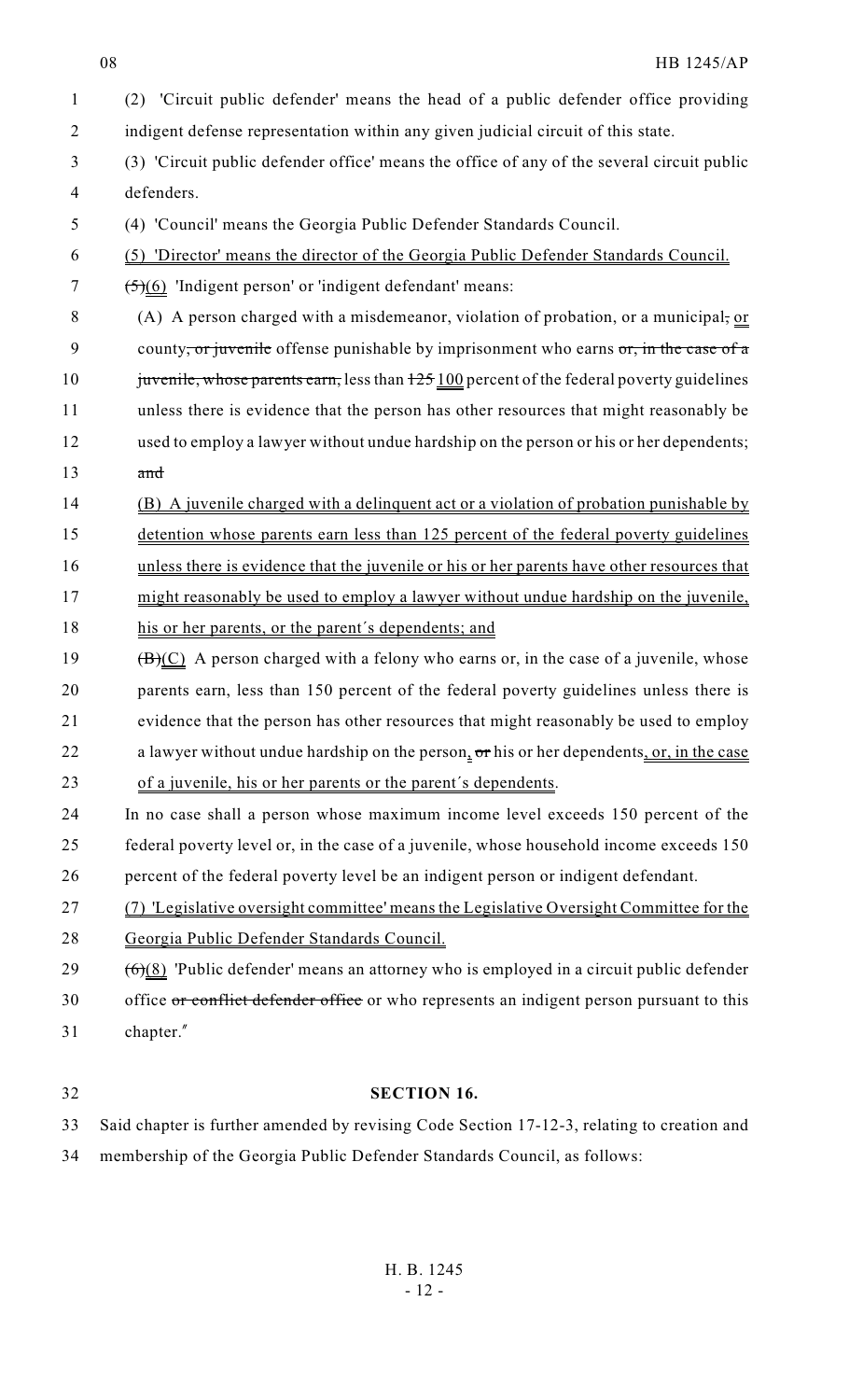(2) 'Circuit public defender' means the head of a public defender office providing indigent defense representation within any given judicial circuit of this state.

(3) 'Circuit public defender office' means the office of any of the several circuit public defenders.

(4) 'Council' means the Georgia Public Defender Standards Council.

(5) 'Director' means the director of the Georgia Public Defender Standards Council.

~~(5)~~(6) 'Indigent person' or 'indigent defendant' means:

(A) A person charged with a misdemeanor, violation of probation, or a municipal~~,~~ or county~~, or juvenile~~ offense punishable by imprisonment who earns ~~or, in the case of a juvenile, whose parents earn,~~ less than ~~125~~ 100 percent of the federal poverty guidelines unless there is evidence that the person has other resources that might reasonably be used to employ a lawyer without undue hardship on the person or his or her dependents; ~~and~~

(B) A juvenile charged with a delinquent act or a violation of probation punishable by detention whose parents earn less than 125 percent of the federal poverty guidelines unless there is evidence that the juvenile or his or her parents have other resources that might reasonably be used to employ a lawyer without undue hardship on the juvenile, his or her parents, or the parent´s dependents; and

~~(B)~~(C) A person charged with a felony who earns or, in the case of a juvenile, whose parents earn, less than 150 percent of the federal poverty guidelines unless there is evidence that the person has other resources that might reasonably be used to employ a lawyer without undue hardship on the person, ~~or~~ his or her dependents, or, in the case of a juvenile, his or her parents or the parent´s dependents.

In no case shall a person whose maximum income level exceeds 150 percent of the federal poverty level or, in the case of a juvenile, whose household income exceeds 150 percent of the federal poverty level be an indigent person or indigent defendant.

(7) 'Legislative oversight committee' means the Legislative Oversight Committee for the Georgia Public Defender Standards Council.

~~(6)~~(8) 'Public defender' means an attorney who is employed in a circuit public defender office ~~or conflict defender office~~ or who represents an indigent person pursuant to this chapter."

**SECTION 16.**

Said chapter is further amended by revising Code Section 17-12-3, relating to creation and membership of the Georgia Public Defender Standards Council, as follows: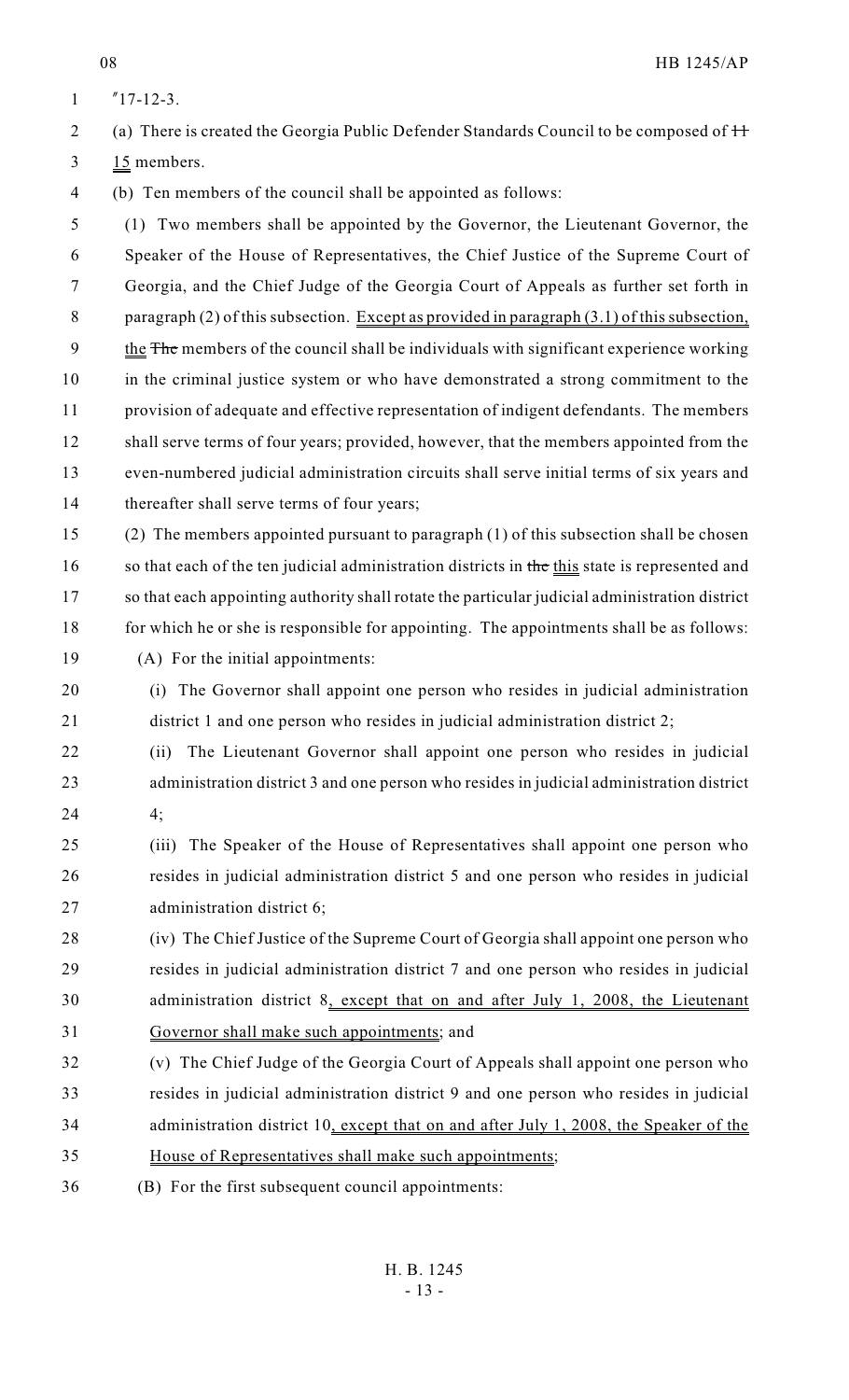"17-12-3.

(a) There is created the Georgia Public Defender Standards Council to be composed of ~~11~~ <u>15</u> members.

(b) Ten members of the council shall be appointed as follows:

(1) Two members shall be appointed by the Governor, the Lieutenant Governor, the Speaker of the House of Representatives, the Chief Justice of the Supreme Court of Georgia, and the Chief Judge of the Georgia Court of Appeals as further set forth in paragraph (2) of this subsection. <u>Except as provided in paragraph (3.1) of this subsection, the</u> ~~The~~ members of the council shall be individuals with significant experience working in the criminal justice system or who have demonstrated a strong commitment to the provision of adequate and effective representation of indigent defendants. The members shall serve terms of four years; provided, however, that the members appointed from the even-numbered judicial administration circuits shall serve initial terms of six years and thereafter shall serve terms of four years;

(2) The members appointed pursuant to paragraph (1) of this subsection shall be chosen so that each of the ten judicial administration districts in ~~the~~ <u>this</u> state is represented and so that each appointing authority shall rotate the particular judicial administration district for which he or she is responsible for appointing. The appointments shall be as follows:

(A) For the initial appointments:

(i) The Governor shall appoint one person who resides in judicial administration district 1 and one person who resides in judicial administration district 2;

(ii) The Lieutenant Governor shall appoint one person who resides in judicial administration district 3 and one person who resides in judicial administration district 4;

(iii) The Speaker of the House of Representatives shall appoint one person who resides in judicial administration district 5 and one person who resides in judicial administration district 6;

(iv) The Chief Justice of the Supreme Court of Georgia shall appoint one person who resides in judicial administration district 7 and one person who resides in judicial administration district 8<u>, except that on and after July 1, 2008, the Lieutenant Governor shall make such appointments</u>; and

(v) The Chief Judge of the Georgia Court of Appeals shall appoint one person who resides in judicial administration district 9 and one person who resides in judicial administration district 10<u>, except that on and after July 1, 2008, the Speaker of the House of Representatives shall make such appointments</u>;

(B) For the first subsequent council appointments: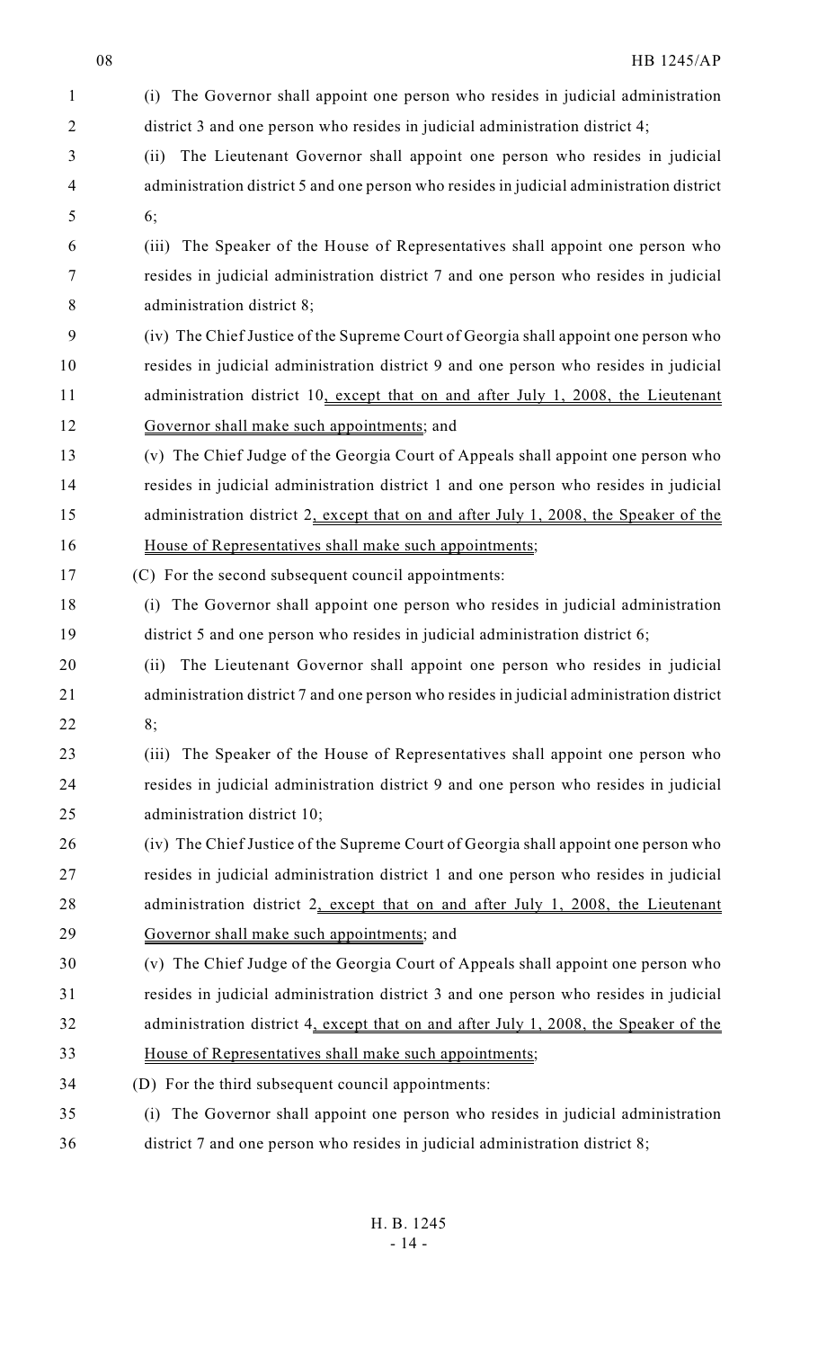(i) The Governor shall appoint one person who resides in judicial administration district 3 and one person who resides in judicial administration district 4;

(ii) The Lieutenant Governor shall appoint one person who resides in judicial administration district 5 and one person who resides in judicial administration district 6;

(iii) The Speaker of the House of Representatives shall appoint one person who resides in judicial administration district 7 and one person who resides in judicial administration district 8;

(iv) The Chief Justice of the Supreme Court of Georgia shall appoint one person who resides in judicial administration district 9 and one person who resides in judicial administration district 10, except that on and after July 1, 2008, the Lieutenant Governor shall make such appointments; and

(v) The Chief Judge of the Georgia Court of Appeals shall appoint one person who resides in judicial administration district 1 and one person who resides in judicial administration district 2, except that on and after July 1, 2008, the Speaker of the House of Representatives shall make such appointments;

(C) For the second subsequent council appointments:

(i) The Governor shall appoint one person who resides in judicial administration district 5 and one person who resides in judicial administration district 6;

(ii) The Lieutenant Governor shall appoint one person who resides in judicial administration district 7 and one person who resides in judicial administration district 8;

(iii) The Speaker of the House of Representatives shall appoint one person who resides in judicial administration district 9 and one person who resides in judicial administration district 10;

(iv) The Chief Justice of the Supreme Court of Georgia shall appoint one person who resides in judicial administration district 1 and one person who resides in judicial administration district 2, except that on and after July 1, 2008, the Lieutenant Governor shall make such appointments; and

(v) The Chief Judge of the Georgia Court of Appeals shall appoint one person who resides in judicial administration district 3 and one person who resides in judicial administration district 4, except that on and after July 1, 2008, the Speaker of the House of Representatives shall make such appointments;

(D) For the third subsequent council appointments:

(i) The Governor shall appoint one person who resides in judicial administration district 7 and one person who resides in judicial administration district 8;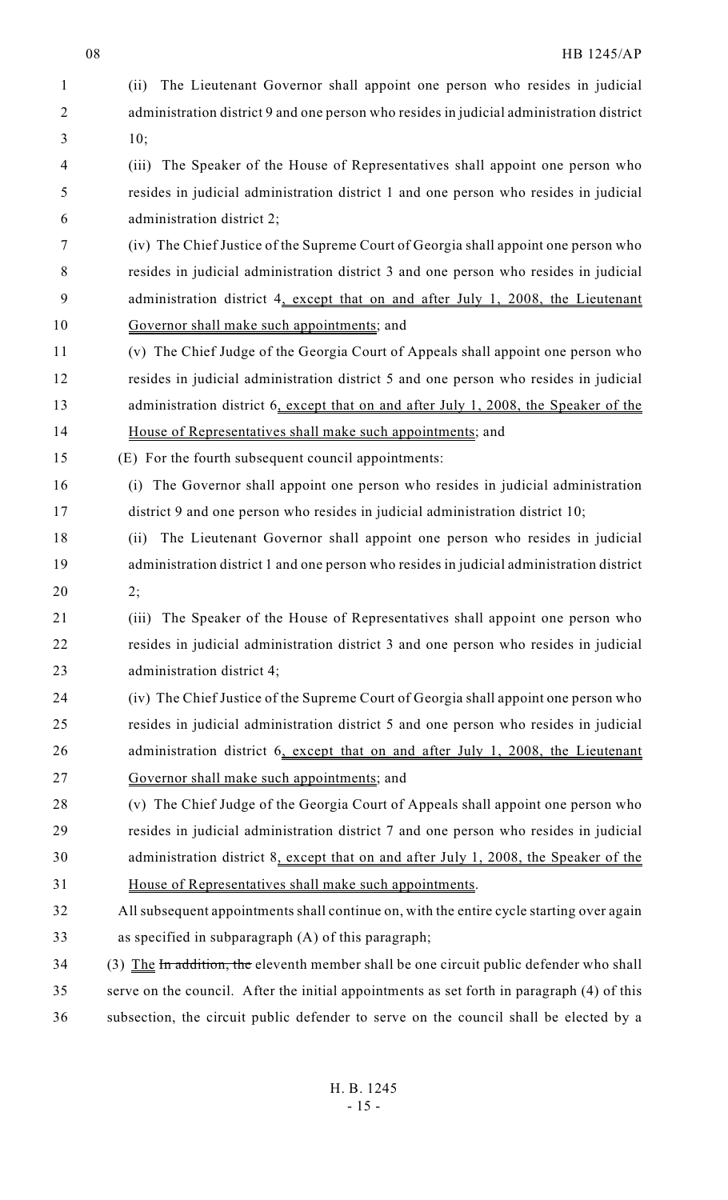(ii) The Lieutenant Governor shall appoint one person who resides in judicial administration district 9 and one person who resides in judicial administration district 10;

(iii) The Speaker of the House of Representatives shall appoint one person who resides in judicial administration district 1 and one person who resides in judicial administration district 2;

(iv) The Chief Justice of the Supreme Court of Georgia shall appoint one person who resides in judicial administration district 3 and one person who resides in judicial administration district 4, except that on and after July 1, 2008, the Lieutenant Governor shall make such appointments; and

(v) The Chief Judge of the Georgia Court of Appeals shall appoint one person who resides in judicial administration district 5 and one person who resides in judicial administration district 6, except that on and after July 1, 2008, the Speaker of the House of Representatives shall make such appointments; and

(E) For the fourth subsequent council appointments:

(i) The Governor shall appoint one person who resides in judicial administration district 9 and one person who resides in judicial administration district 10;

(ii) The Lieutenant Governor shall appoint one person who resides in judicial administration district 1 and one person who resides in judicial administration district 2;

(iii) The Speaker of the House of Representatives shall appoint one person who resides in judicial administration district 3 and one person who resides in judicial administration district 4;

(iv) The Chief Justice of the Supreme Court of Georgia shall appoint one person who resides in judicial administration district 5 and one person who resides in judicial administration district 6, except that on and after July 1, 2008, the Lieutenant Governor shall make such appointments; and

(v) The Chief Judge of the Georgia Court of Appeals shall appoint one person who resides in judicial administration district 7 and one person who resides in judicial administration district 8, except that on and after July 1, 2008, the Speaker of the House of Representatives shall make such appointments.

All subsequent appointments shall continue on, with the entire cycle starting over again as specified in subparagraph (A) of this paragraph;

(3) The ~~In addition, the~~ eleventh member shall be one circuit public defender who shall serve on the council. After the initial appointments as set forth in paragraph (4) of this subsection, the circuit public defender to serve on the council shall be elected by a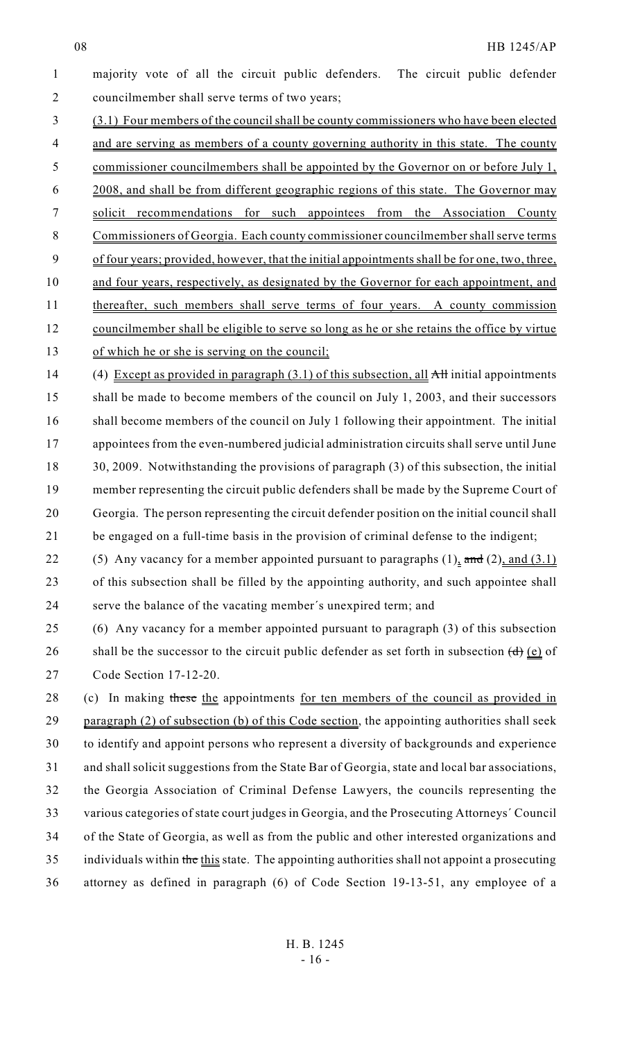majority vote of all the circuit public defenders. The circuit public defender councilmember shall serve terms of two years;

(3.1) Four members of the council shall be county commissioners who have been elected and are serving as members of a county governing authority in this state. The county commissioner councilmembers shall be appointed by the Governor on or before July 1, 2008, and shall be from different geographic regions of this state. The Governor may solicit recommendations for such appointees from the Association County Commissioners of Georgia. Each county commissioner councilmember shall serve terms of four years; provided, however, that the initial appointments shall be for one, two, three, and four years, respectively, as designated by the Governor for each appointment, and thereafter, such members shall serve terms of four years. A county commission councilmember shall be eligible to serve so long as he or she retains the office by virtue of which he or she is serving on the council;

(4) Except as provided in paragraph (3.1) of this subsection, all ~~All~~ initial appointments shall be made to become members of the council on July 1, 2003, and their successors shall become members of the council on July 1 following their appointment. The initial appointees from the even-numbered judicial administration circuits shall serve until June 30, 2009. Notwithstanding the provisions of paragraph (3) of this subsection, the initial member representing the circuit public defenders shall be made by the Supreme Court of Georgia. The person representing the circuit defender position on the initial council shall be engaged on a full-time basis in the provision of criminal defense to the indigent;

(5) Any vacancy for a member appointed pursuant to paragraphs (1), ~~and~~ (2), and (3.1) of this subsection shall be filled by the appointing authority, and such appointee shall serve the balance of the vacating member´s unexpired term; and

(6) Any vacancy for a member appointed pursuant to paragraph (3) of this subsection shall be the successor to the circuit public defender as set forth in subsection ~~(d)~~ (e) of Code Section 17-12-20.

(c) In making ~~these~~ the appointments for ten members of the council as provided in paragraph (2) of subsection (b) of this Code section, the appointing authorities shall seek to identify and appoint persons who represent a diversity of backgrounds and experience and shall solicit suggestions from the State Bar of Georgia, state and local bar associations, the Georgia Association of Criminal Defense Lawyers, the councils representing the various categories of state court judges in Georgia, and the Prosecuting Attorneys´ Council of the State of Georgia, as well as from the public and other interested organizations and individuals within ~~the~~ this state. The appointing authorities shall not appoint a prosecuting attorney as defined in paragraph (6) of Code Section 19-13-51, any employee of a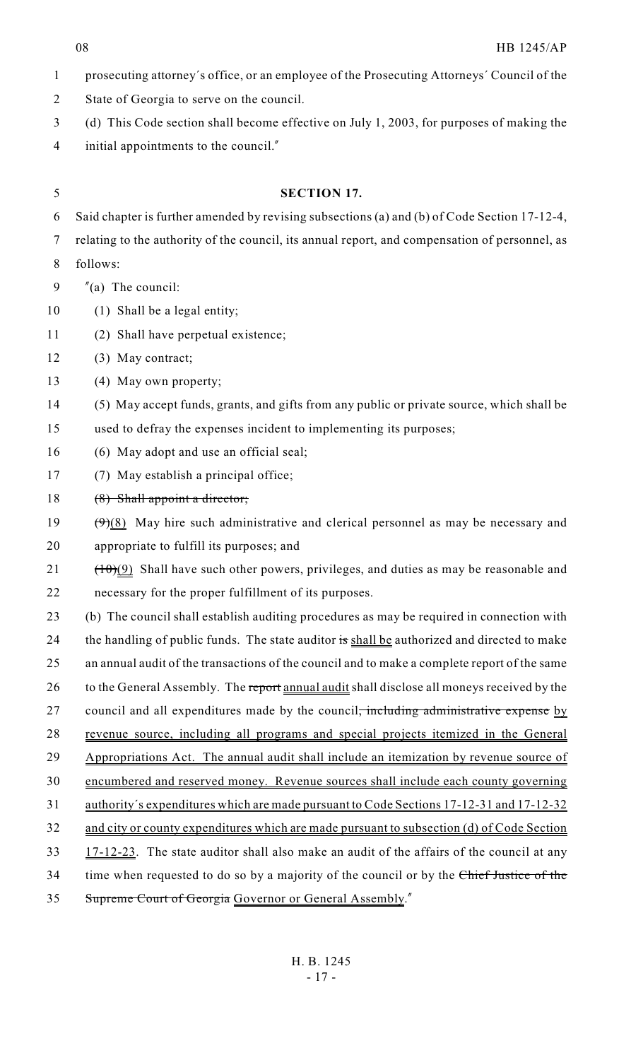prosecuting attorney's office, or an employee of the Prosecuting Attorneys' Council of the State of Georgia to serve on the council.

(d) This Code section shall become effective on July 1, 2003, for purposes of making the initial appointments to the council."

**SECTION 17.**

Said chapter is further amended by revising subsections (a) and (b) of Code Section 17-12-4, relating to the authority of the council, its annual report, and compensation of personnel, as follows:

"(a) The council:

(1) Shall be a legal entity;

(2) Shall have perpetual existence;

(3) May contract;

(4) May own property;

(5) May accept funds, grants, and gifts from any public or private source, which shall be used to defray the expenses incident to implementing its purposes;

(6) May adopt and use an official seal;

(7) May establish a principal office;

~~(8) Shall appoint a director;~~

~~(9)~~(8) May hire such administrative and clerical personnel as may be necessary and appropriate to fulfill its purposes; and

~~(10)~~(9) Shall have such other powers, privileges, and duties as may be reasonable and necessary for the proper fulfillment of its purposes.

(b) The council shall establish auditing procedures as may be required in connection with the handling of public funds. The state auditor ~~is~~ shall be authorized and directed to make an annual audit of the transactions of the council and to make a complete report of the same to the General Assembly. The ~~report~~ annual audit shall disclose all moneys received by the council and all expenditures made by the council~~, including administrative expense~~ by revenue source, including all programs and special projects itemized in the General Appropriations Act. The annual audit shall include an itemization by revenue source of encumbered and reserved money. Revenue sources shall include each county governing authority's expenditures which are made pursuant to Code Sections 17-12-31 and 17-12-32 and city or county expenditures which are made pursuant to subsection (d) of Code Section 17-12-23. The state auditor shall also make an audit of the affairs of the council at any time when requested to do so by a majority of the council or by the ~~Chief Justice of the Supreme Court of Georgia~~ Governor or General Assembly."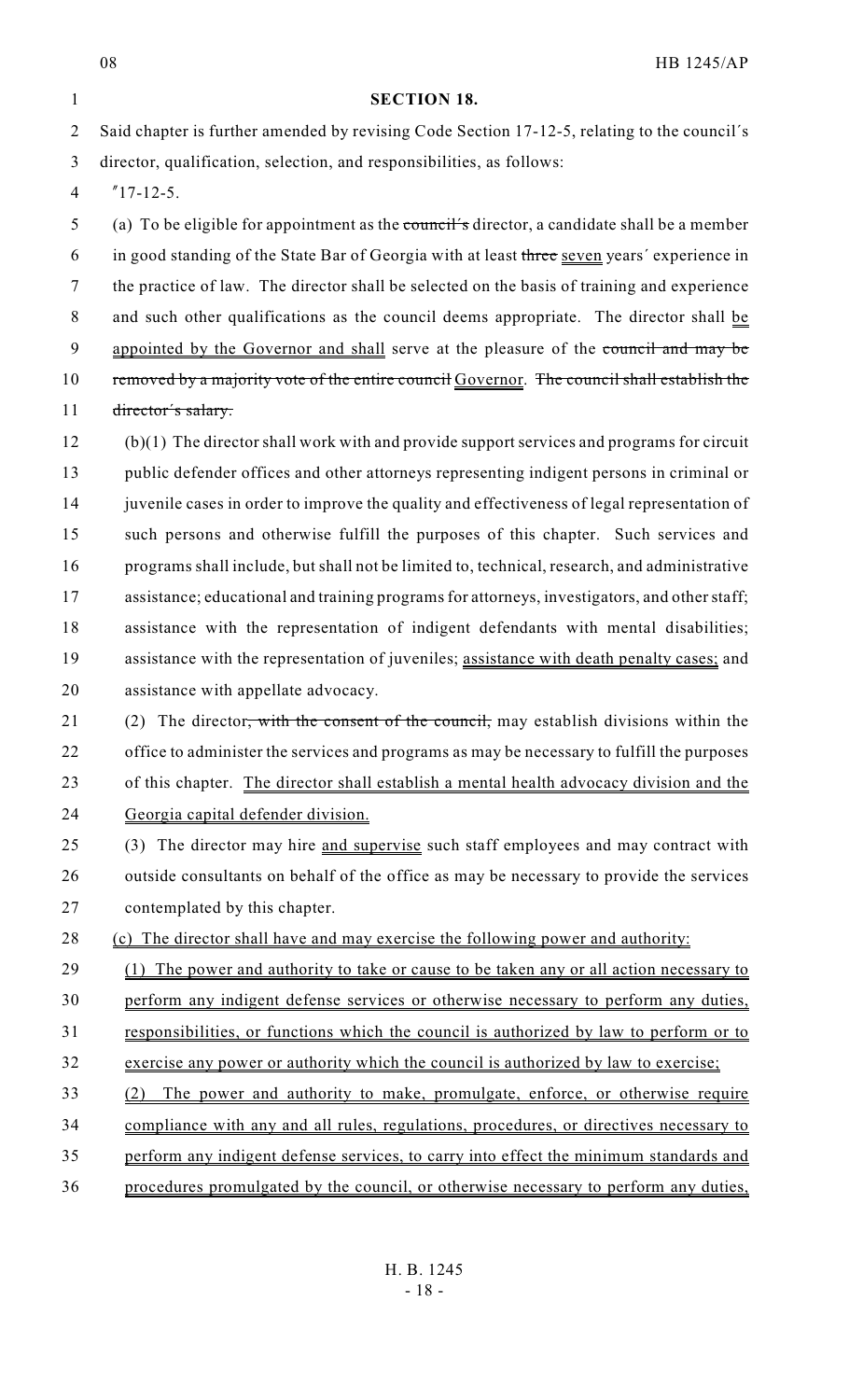**SECTION 18.**

Said chapter is further amended by revising Code Section 17-12-5, relating to the council's director, qualification, selection, and responsibilities, as follows:

"17-12-5.

(a) To be eligible for appointment as the ~~council's~~ director, a candidate shall be a member in good standing of the State Bar of Georgia with at least ~~three~~ seven years' experience in the practice of law. The director shall be selected on the basis of training and experience and such other qualifications as the council deems appropriate. The director shall be appointed by the Governor and shall serve at the pleasure of the ~~council and may be removed by a majority vote of the entire council~~ Governor. ~~The council shall establish the director's salary.~~

(b)(1) The director shall work with and provide support services and programs for circuit public defender offices and other attorneys representing indigent persons in criminal or juvenile cases in order to improve the quality and effectiveness of legal representation of such persons and otherwise fulfill the purposes of this chapter. Such services and programs shall include, but shall not be limited to, technical, research, and administrative assistance; educational and training programs for attorneys, investigators, and other staff; assistance with the representation of indigent defendants with mental disabilities; assistance with the representation of juveniles; assistance with death penalty cases; and assistance with appellate advocacy.

(2) The director~~, with the consent of the council,~~ may establish divisions within the office to administer the services and programs as may be necessary to fulfill the purposes of this chapter. The director shall establish a mental health advocacy division and the Georgia capital defender division.

(3) The director may hire and supervise such staff employees and may contract with outside consultants on behalf of the office as may be necessary to provide the services contemplated by this chapter.

(c) The director shall have and may exercise the following power and authority:

(1) The power and authority to take or cause to be taken any or all action necessary to perform any indigent defense services or otherwise necessary to perform any duties, responsibilities, or functions which the council is authorized by law to perform or to exercise any power or authority which the council is authorized by law to exercise;

(2) The power and authority to make, promulgate, enforce, or otherwise require compliance with any and all rules, regulations, procedures, or directives necessary to perform any indigent defense services, to carry into effect the minimum standards and procedures promulgated by the council, or otherwise necessary to perform any duties,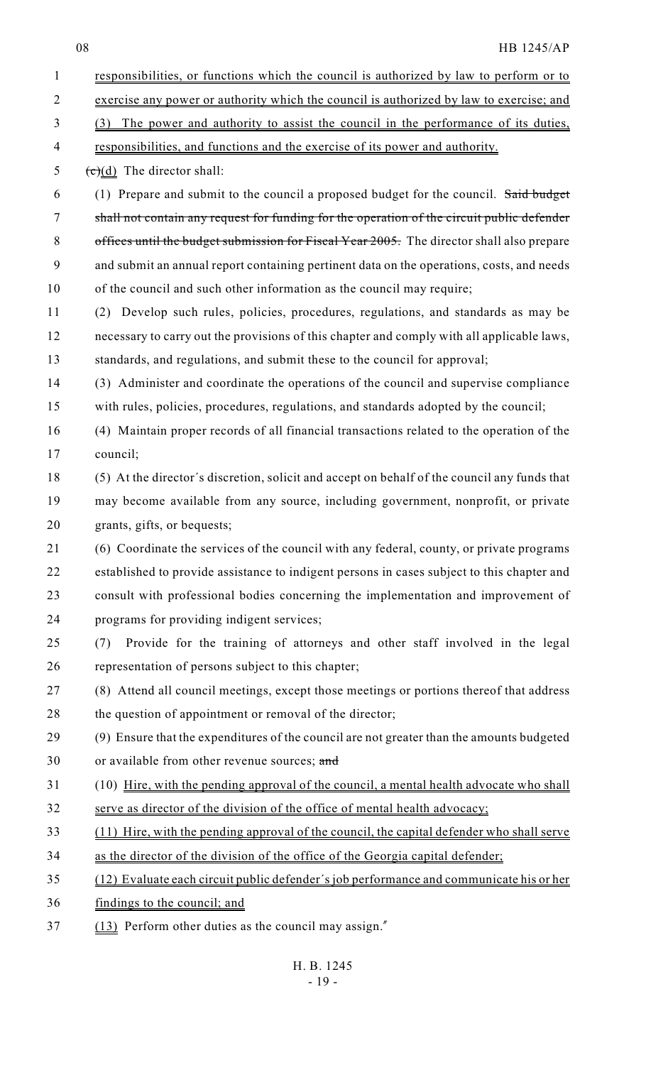responsibilities, or functions which the council is authorized by law to perform or to exercise any power or authority which the council is authorized by law to exercise; and

(3) The power and authority to assist the council in the performance of its duties, responsibilities, and functions and the exercise of its power and authority.

~~(c)~~(d) The director shall:

(1) Prepare and submit to the council a proposed budget for the council. ~~Said budget shall not contain any request for funding for the operation of the circuit public defender offices until the budget submission for Fiscal Year 2005.~~ The director shall also prepare and submit an annual report containing pertinent data on the operations, costs, and needs of the council and such other information as the council may require;

(2) Develop such rules, policies, procedures, regulations, and standards as may be necessary to carry out the provisions of this chapter and comply with all applicable laws, standards, and regulations, and submit these to the council for approval;

(3) Administer and coordinate the operations of the council and supervise compliance with rules, policies, procedures, regulations, and standards adopted by the council;

(4) Maintain proper records of all financial transactions related to the operation of the council;

(5) At the director´s discretion, solicit and accept on behalf of the council any funds that may become available from any source, including government, nonprofit, or private grants, gifts, or bequests;

(6) Coordinate the services of the council with any federal, county, or private programs established to provide assistance to indigent persons in cases subject to this chapter and consult with professional bodies concerning the implementation and improvement of programs for providing indigent services;

(7) Provide for the training of attorneys and other staff involved in the legal representation of persons subject to this chapter;

(8) Attend all council meetings, except those meetings or portions thereof that address the question of appointment or removal of the director;

(9) Ensure that the expenditures of the council are not greater than the amounts budgeted or available from other revenue sources; ~~and~~

(10) Hire, with the pending approval of the council, a mental health advocate who shall serve as director of the division of the office of mental health advocacy;

(11) Hire, with the pending approval of the council, the capital defender who shall serve as the director of the division of the office of the Georgia capital defender;

(12) Evaluate each circuit public defender´s job performance and communicate his or her findings to the council; and

(13) Perform other duties as the council may assign."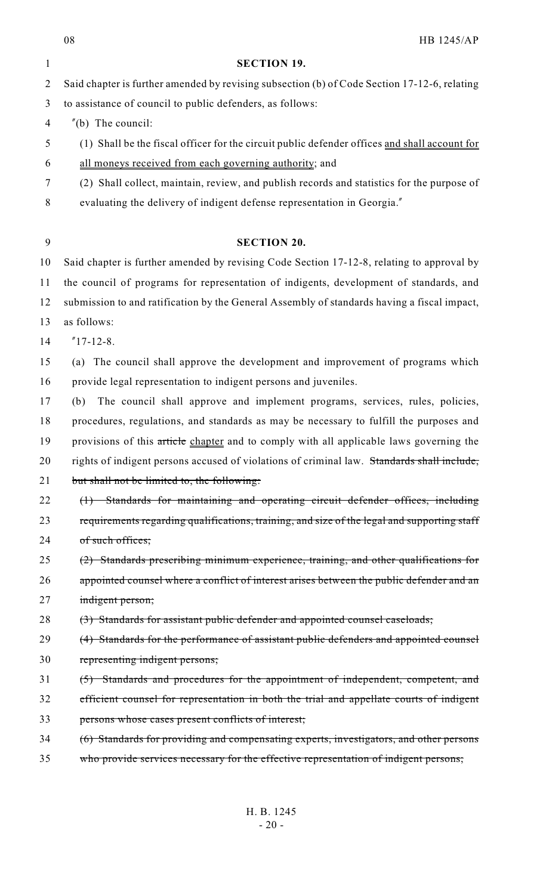**SECTION 19.**

Said chapter is further amended by revising subsection (b) of Code Section 17-12-6, relating to assistance of council to public defenders, as follows:

"(b) The council:

(1) Shall be the fiscal officer for the circuit public defender offices <u>and shall account for all moneys received from each governing authority</u>; and

(2) Shall collect, maintain, review, and publish records and statistics for the purpose of evaluating the delivery of indigent defense representation in Georgia."

**SECTION 20.**

Said chapter is further amended by revising Code Section 17-12-8, relating to approval by the council of programs for representation of indigents, development of standards, and submission to and ratification by the General Assembly of standards having a fiscal impact, as follows:

"17-12-8.

(a) The council shall approve the development and improvement of programs which provide legal representation to indigent persons and juveniles.

(b) The council shall approve and implement programs, services, rules, policies, procedures, regulations, and standards as may be necessary to fulfill the purposes and provisions of this ~~article~~ <u>chapter</u> and to comply with all applicable laws governing the rights of indigent persons accused of violations of criminal law. ~~Standards shall include, but shall not be limited to, the following:~~

~~(1) Standards for maintaining and operating circuit defender offices, including requirements regarding qualifications, training, and size of the legal and supporting staff of such offices;~~

~~(2) Standards prescribing minimum experience, training, and other qualifications for appointed counsel where a conflict of interest arises between the public defender and an indigent person;~~

~~(3) Standards for assistant public defender and appointed counsel caseloads;~~

~~(4) Standards for the performance of assistant public defenders and appointed counsel representing indigent persons;~~

~~(5) Standards and procedures for the appointment of independent, competent, and efficient counsel for representation in both the trial and appellate courts of indigent persons whose cases present conflicts of interest;~~

~~(6) Standards for providing and compensating experts, investigators, and other persons who provide services necessary for the effective representation of indigent persons;~~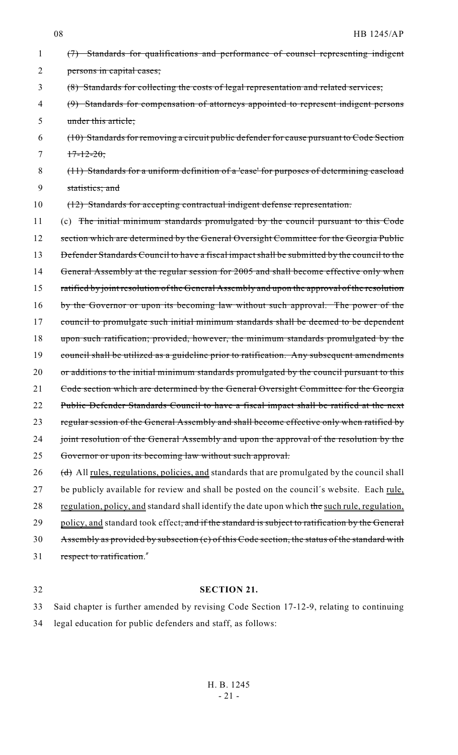~~(7) Standards for qualifications and performance of counsel representing indigent persons in capital cases;~~

~~(8) Standards for collecting the costs of legal representation and related services;~~

~~(9) Standards for compensation of attorneys appointed to represent indigent persons under this article;~~

~~(10) Standards for removing a circuit public defender for cause pursuant to Code Section 17-12-20;~~

~~(11) Standards for a uniform definition of a 'case' for purposes of determining caseload statistics; and~~

~~(12) Standards for accepting contractual indigent defense representation.~~

(c) ~~The initial minimum standards promulgated by the council pursuant to this Code section which are determined by the General Oversight Committee for the Georgia Public Defender Standards Council to have a fiscal impact shall be submitted by the council to the General Assembly at the regular session for 2005 and shall become effective only when ratified by joint resolution of the General Assembly and upon the approval of the resolution by the Governor or upon its becoming law without such approval. The power of the council to promulgate such initial minimum standards shall be deemed to be dependent upon such ratification; provided, however, the minimum standards promulgated by the council shall be utilized as a guideline prior to ratification. Any subsequent amendments or additions to the initial minimum standards promulgated by the council pursuant to this Code section which are determined by the General Oversight Committee for the Georgia Public Defender Standards Council to have a fiscal impact shall be ratified at the next regular session of the General Assembly and shall become effective only when ratified by joint resolution of the General Assembly and upon the approval of the resolution by the Governor or upon its becoming law without such approval.~~

~~(d)~~ All <u>rules, regulations, policies, and</u> standards that are promulgated by the council shall be publicly available for review and shall be posted on the council's website. Each <u>rule, regulation, policy, and</u> standard shall identify the date upon which ~~the~~ <u>such rule, regulation, policy, and</u> standard took effect~~, and if the standard is subject to ratification by the General Assembly as provided by subsection (c) of this Code section, the status of the standard with respect to ratification~~."

**SECTION 21.**

Said chapter is further amended by revising Code Section 17-12-9, relating to continuing legal education for public defenders and staff, as follows: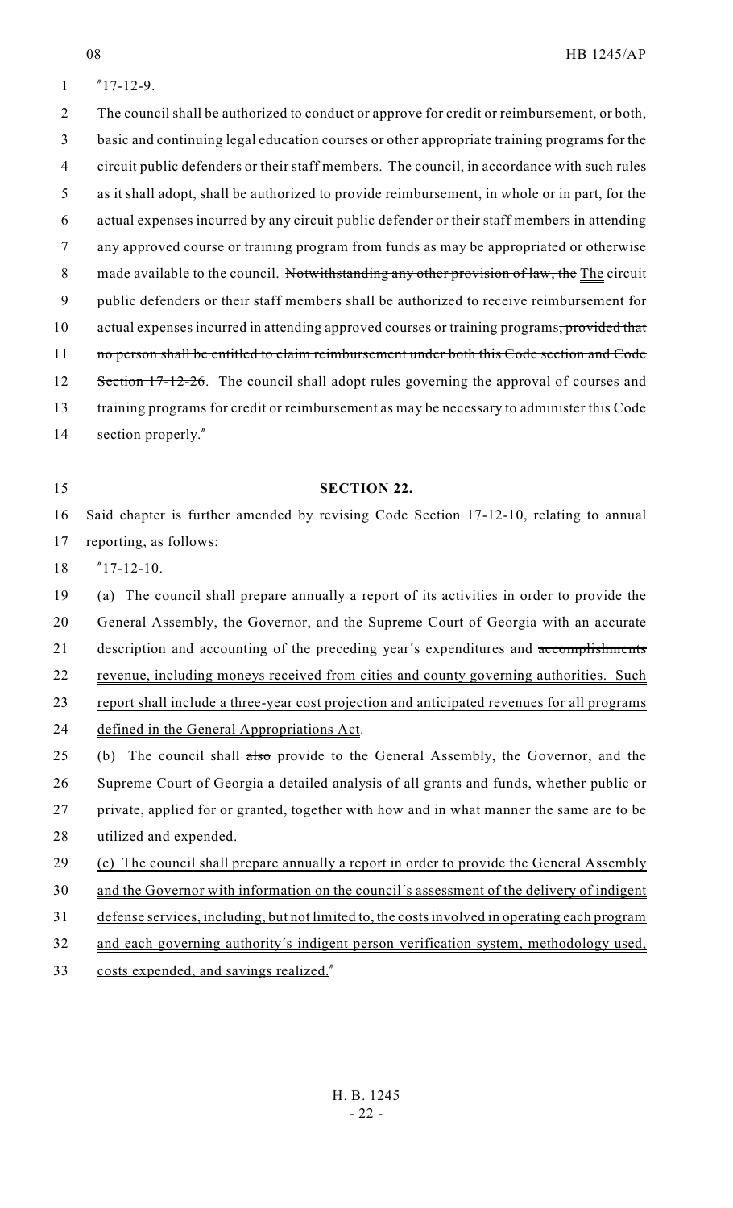"17-12-9.

The council shall be authorized to conduct or approve for credit or reimbursement, or both, basic and continuing legal education courses or other appropriate training programs for the circuit public defenders or their staff members. The council, in accordance with such rules as it shall adopt, shall be authorized to provide reimbursement, in whole or in part, for the actual expenses incurred by any circuit public defender or their staff members in attending any approved course or training program from funds as may be appropriated or otherwise made available to the council. ~~Notwithstanding any other provision of law, the~~ The circuit public defenders or their staff members shall be authorized to receive reimbursement for actual expenses incurred in attending approved courses or training programs~~, provided that no person shall be entitled to claim reimbursement under both this Code section and Code Section 17-12-26~~. The council shall adopt rules governing the approval of courses and training programs for credit or reimbursement as may be necessary to administer this Code section properly."

**SECTION 22.**

Said chapter is further amended by revising Code Section 17-12-10, relating to annual reporting, as follows:

"17-12-10.

(a) The council shall prepare annually a report of its activities in order to provide the General Assembly, the Governor, and the Supreme Court of Georgia with an accurate description and accounting of the preceding year's expenditures and ~~accomplishments~~ revenue, including moneys received from cities and county governing authorities. Such report shall include a three-year cost projection and anticipated revenues for all programs defined in the General Appropriations Act.

(b) The council shall ~~also~~ provide to the General Assembly, the Governor, and the Supreme Court of Georgia a detailed analysis of all grants and funds, whether public or private, applied for or granted, together with how and in what manner the same are to be utilized and expended.

(c) The council shall prepare annually a report in order to provide the General Assembly and the Governor with information on the council's assessment of the delivery of indigent defense services, including, but not limited to, the costs involved in operating each program and each governing authority's indigent person verification system, methodology used, costs expended, and savings realized."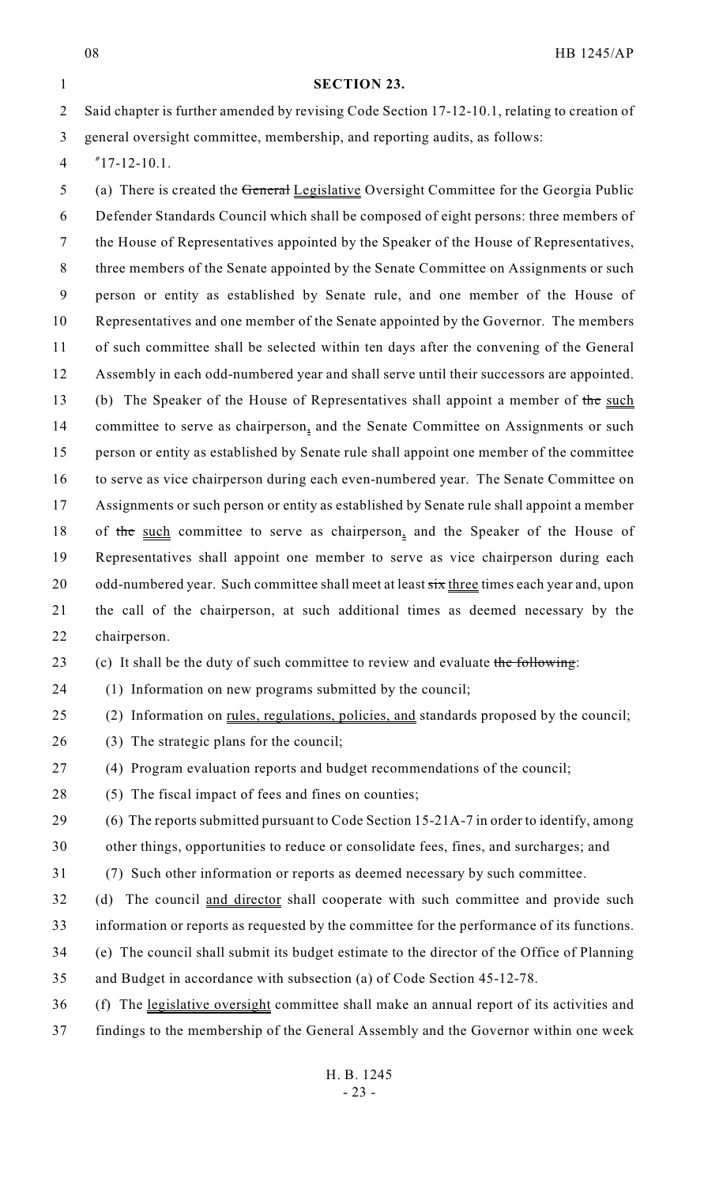**SECTION 23.**

Said chapter is further amended by revising Code Section 17-12-10.1, relating to creation of general oversight committee, membership, and reporting audits, as follows:

"17-12-10.1.

(a) There is created the ~~General~~ Legislative Oversight Committee for the Georgia Public Defender Standards Council which shall be composed of eight persons: three members of the House of Representatives appointed by the Speaker of the House of Representatives, three members of the Senate appointed by the Senate Committee on Assignments or such person or entity as established by Senate rule, and one member of the House of Representatives and one member of the Senate appointed by the Governor. The members of such committee shall be selected within ten days after the convening of the General Assembly in each odd-numbered year and shall serve until their successors are appointed.

(b) The Speaker of the House of Representatives shall appoint a member of ~~the~~ such committee to serve as chairperson, and the Senate Committee on Assignments or such person or entity as established by Senate rule shall appoint one member of the committee to serve as vice chairperson during each even-numbered year. The Senate Committee on Assignments or such person or entity as established by Senate rule shall appoint a member of ~~the~~ such committee to serve as chairperson, and the Speaker of the House of Representatives shall appoint one member to serve as vice chairperson during each odd-numbered year. Such committee shall meet at least ~~six~~ three times each year and, upon the call of the chairperson, at such additional times as deemed necessary by the chairperson.

(c) It shall be the duty of such committee to review and evaluate ~~the following~~:

(1) Information on new programs submitted by the council;

(2) Information on rules, regulations, policies, and standards proposed by the council;

(3) The strategic plans for the council;

(4) Program evaluation reports and budget recommendations of the council;

(5) The fiscal impact of fees and fines on counties;

(6) The reports submitted pursuant to Code Section 15-21A-7 in order to identify, among other things, opportunities to reduce or consolidate fees, fines, and surcharges; and

(7) Such other information or reports as deemed necessary by such committee.

(d) The council and director shall cooperate with such committee and provide such information or reports as requested by the committee for the performance of its functions.

(e) The council shall submit its budget estimate to the director of the Office of Planning and Budget in accordance with subsection (a) of Code Section 45-12-78.

(f) The legislative oversight committee shall make an annual report of its activities and findings to the membership of the General Assembly and the Governor within one week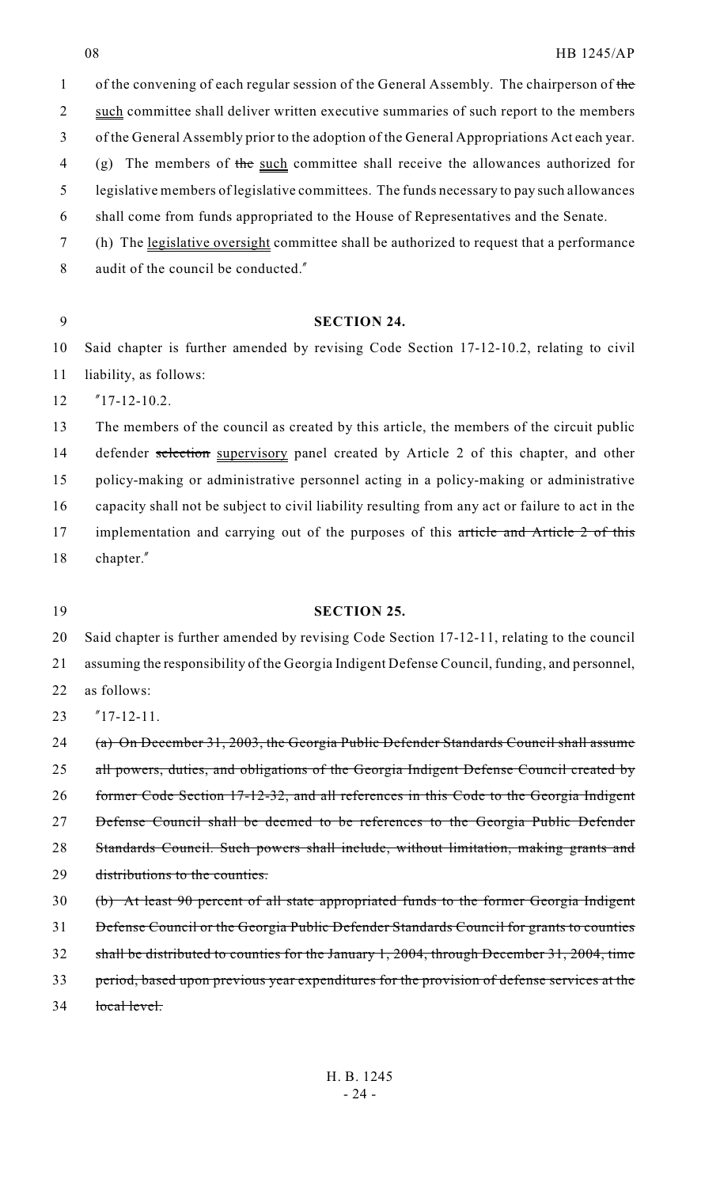of the convening of each regular session of the General Assembly. The chairperson of ~~the~~ <u>such</u> committee shall deliver written executive summaries of such report to the members of the General Assembly prior to the adoption of the General Appropriations Act each year.

(g) The members of ~~the~~ <u>such</u> committee shall receive the allowances authorized for legislative members of legislative committees. The funds necessary to pay such allowances shall come from funds appropriated to the House of Representatives and the Senate.

(h) The <u>legislative oversight</u> committee shall be authorized to request that a performance audit of the council be conducted."

**SECTION 24.**

Said chapter is further amended by revising Code Section 17-12-10.2, relating to civil liability, as follows:

"17-12-10.2.

The members of the council as created by this article, the members of the circuit public defender ~~selection~~ <u>supervisory</u> panel created by Article 2 of this chapter, and other policy-making or administrative personnel acting in a policy-making or administrative capacity shall not be subject to civil liability resulting from any act or failure to act in the implementation and carrying out of the purposes of this ~~article and Article 2 of this~~ chapter."

**SECTION 25.**

Said chapter is further amended by revising Code Section 17-12-11, relating to the council assuming the responsibility of the Georgia Indigent Defense Council, funding, and personnel, as follows:

"17-12-11.

~~(a) On December 31, 2003, the Georgia Public Defender Standards Council shall assume all powers, duties, and obligations of the Georgia Indigent Defense Council created by former Code Section 17-12-32, and all references in this Code to the Georgia Indigent Defense Council shall be deemed to be references to the Georgia Public Defender Standards Council. Such powers shall include, without limitation, making grants and distributions to the counties.~~

~~(b) At least 90 percent of all state appropriated funds to the former Georgia Indigent Defense Council or the Georgia Public Defender Standards Council for grants to counties shall be distributed to counties for the January 1, 2004, through December 31, 2004, time period, based upon previous year expenditures for the provision of defense services at the local level.~~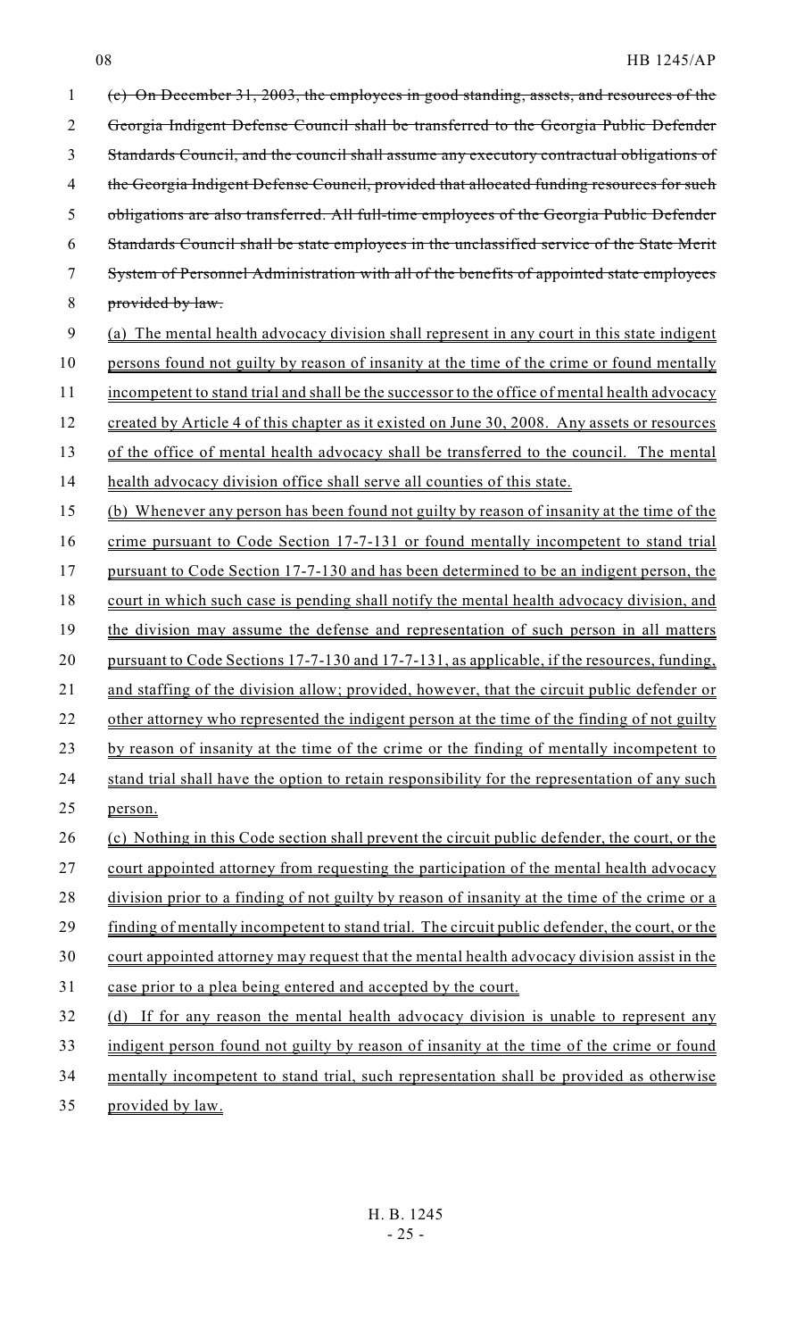~~(c) On December 31, 2003, the employees in good standing, assets, and resources of the Georgia Indigent Defense Council shall be transferred to the Georgia Public Defender Standards Council, and the council shall assume any executory contractual obligations of the Georgia Indigent Defense Council, provided that allocated funding resources for such obligations are also transferred. All full-time employees of the Georgia Public Defender Standards Council shall be state employees in the unclassified service of the State Merit System of Personnel Administration with all of the benefits of appointed state employees provided by law.~~

<u>(a) The mental health advocacy division shall represent in any court in this state indigent persons found not guilty by reason of insanity at the time of the crime or found mentally incompetent to stand trial and shall be the successor to the office of mental health advocacy created by Article 4 of this chapter as it existed on June 30, 2008. Any assets or resources of the office of mental health advocacy shall be transferred to the council. The mental health advocacy division office shall serve all counties of this state.</u>

<u>(b) Whenever any person has been found not guilty by reason of insanity at the time of the crime pursuant to Code Section 17-7-131 or found mentally incompetent to stand trial pursuant to Code Section 17-7-130 and has been determined to be an indigent person, the court in which such case is pending shall notify the mental health advocacy division, and the division may assume the defense and representation of such person in all matters pursuant to Code Sections 17-7-130 and 17-7-131, as applicable, if the resources, funding, and staffing of the division allow; provided, however, that the circuit public defender or other attorney who represented the indigent person at the time of the finding of not guilty by reason of insanity at the time of the crime or the finding of mentally incompetent to stand trial shall have the option to retain responsibility for the representation of any such person.</u>

<u>(c) Nothing in this Code section shall prevent the circuit public defender, the court, or the court appointed attorney from requesting the participation of the mental health advocacy division prior to a finding of not guilty by reason of insanity at the time of the crime or a finding of mentally incompetent to stand trial. The circuit public defender, the court, or the court appointed attorney may request that the mental health advocacy division assist in the case prior to a plea being entered and accepted by the court.</u>

<u>(d) If for any reason the mental health advocacy division is unable to represent any indigent person found not guilty by reason of insanity at the time of the crime or found mentally incompetent to stand trial, such representation shall be provided as otherwise provided by law.</u>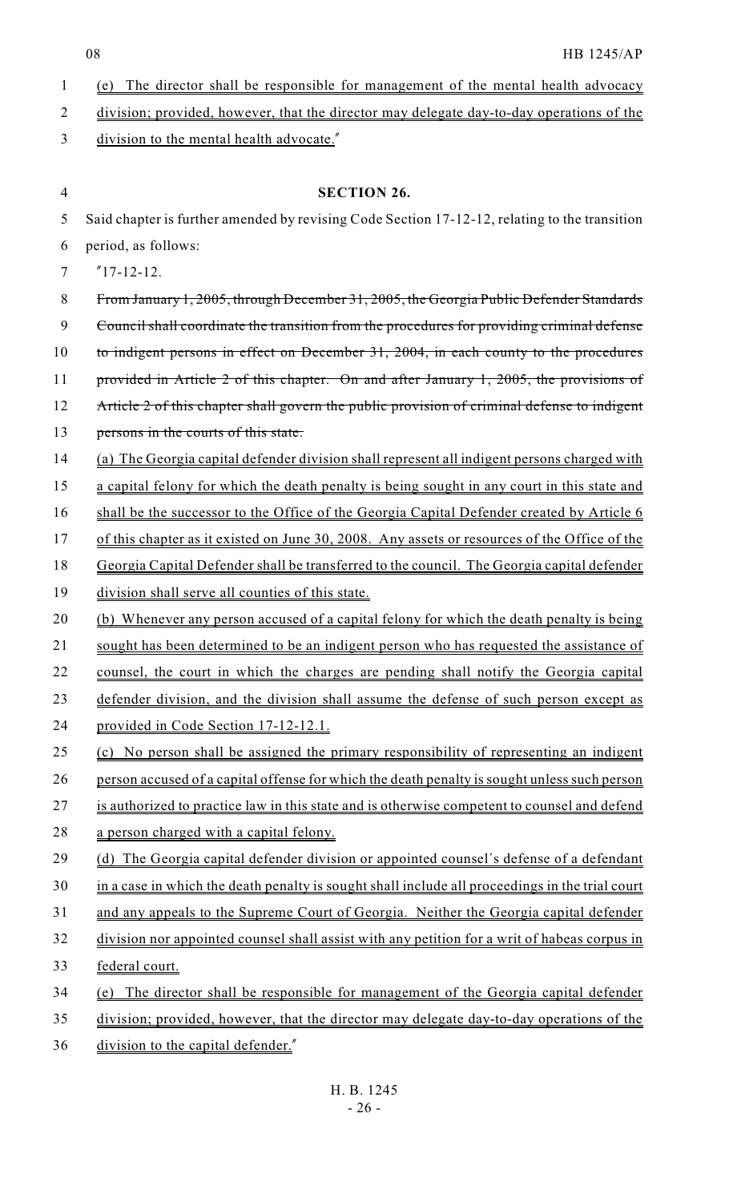(e) The director shall be responsible for management of the mental health advocacy division; provided, however, that the director may delegate day-to-day operations of the division to the mental health advocate."

**SECTION 26.**

Said chapter is further amended by revising Code Section 17-12-12, relating to the transition period, as follows:

"17-12-12.

~~From January 1, 2005, through December 31, 2005, the Georgia Public Defender Standards Council shall coordinate the transition from the procedures for providing criminal defense to indigent persons in effect on December 31, 2004, in each county to the procedures provided in Article 2 of this chapter. On and after January 1, 2005, the provisions of Article 2 of this chapter shall govern the public provision of criminal defense to indigent persons in the courts of this state.~~

(a) The Georgia capital defender division shall represent all indigent persons charged with a capital felony for which the death penalty is being sought in any court in this state and shall be the successor to the Office of the Georgia Capital Defender created by Article 6 of this chapter as it existed on June 30, 2008. Any assets or resources of the Office of the Georgia Capital Defender shall be transferred to the council. The Georgia capital defender division shall serve all counties of this state.

(b) Whenever any person accused of a capital felony for which the death penalty is being sought has been determined to be an indigent person who has requested the assistance of counsel, the court in which the charges are pending shall notify the Georgia capital defender division, and the division shall assume the defense of such person except as provided in Code Section 17-12-12.1.

(c) No person shall be assigned the primary responsibility of representing an indigent person accused of a capital offense for which the death penalty is sought unless such person is authorized to practice law in this state and is otherwise competent to counsel and defend a person charged with a capital felony.

(d) The Georgia capital defender division or appointed counsel's defense of a defendant in a case in which the death penalty is sought shall include all proceedings in the trial court and any appeals to the Supreme Court of Georgia. Neither the Georgia capital defender division nor appointed counsel shall assist with any petition for a writ of habeas corpus in federal court.

(e) The director shall be responsible for management of the Georgia capital defender division; provided, however, that the director may delegate day-to-day operations of the division to the capital defender."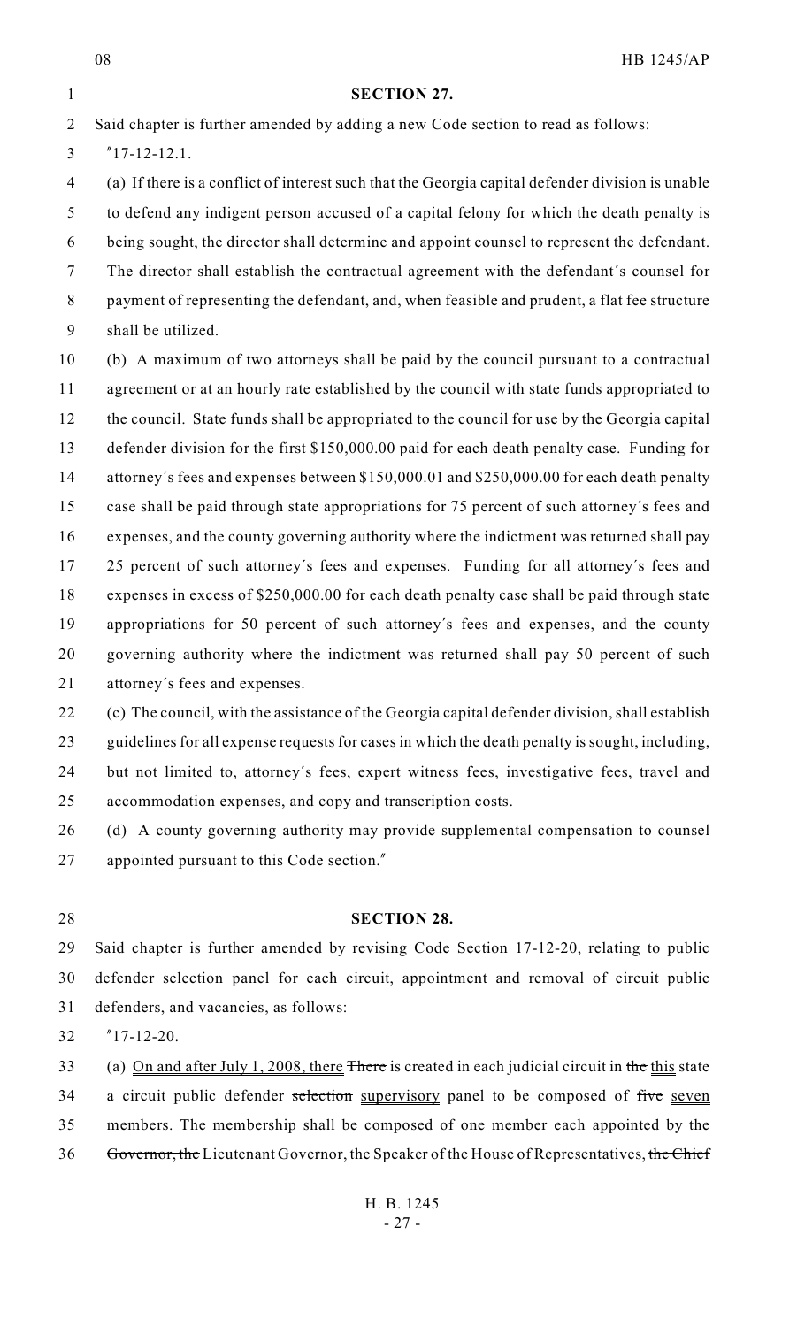**SECTION 27.**

Said chapter is further amended by adding a new Code section to read as follows:

"17-12-12.1.

(a) If there is a conflict of interest such that the Georgia capital defender division is unable to defend any indigent person accused of a capital felony for which the death penalty is being sought, the director shall determine and appoint counsel to represent the defendant. The director shall establish the contractual agreement with the defendant's counsel for payment of representing the defendant, and, when feasible and prudent, a flat fee structure shall be utilized.

(b) A maximum of two attorneys shall be paid by the council pursuant to a contractual agreement or at an hourly rate established by the council with state funds appropriated to the council. State funds shall be appropriated to the council for use by the Georgia capital defender division for the first $150,000.00 paid for each death penalty case. Funding for attorney's fees and expenses between $150,000.01 and $250,000.00 for each death penalty case shall be paid through state appropriations for 75 percent of such attorney's fees and expenses, and the county governing authority where the indictment was returned shall pay 25 percent of such attorney's fees and expenses. Funding for all attorney's fees and expenses in excess of $250,000.00 for each death penalty case shall be paid through state appropriations for 50 percent of such attorney's fees and expenses, and the county governing authority where the indictment was returned shall pay 50 percent of such attorney's fees and expenses.

(c) The council, with the assistance of the Georgia capital defender division, shall establish guidelines for all expense requests for cases in which the death penalty is sought, including, but not limited to, attorney's fees, expert witness fees, investigative fees, travel and accommodation expenses, and copy and transcription costs.

(d) A county governing authority may provide supplemental compensation to counsel appointed pursuant to this Code section."

**SECTION 28.**

Said chapter is further amended by revising Code Section 17-12-20, relating to public defender selection panel for each circuit, appointment and removal of circuit public defenders, and vacancies, as follows:

"17-12-20.

(a) <u>On and after July 1, 2008, there</u> ~~There~~ is created in each judicial circuit in ~~the~~ <u>this</u> state a circuit public defender ~~selection~~ <u>supervisory</u> panel to be composed of ~~five~~ <u>seven</u> members. The ~~membership shall be composed of one member each appointed by the Governor, the~~ Lieutenant Governor, the Speaker of the House of Representatives, ~~the Chief~~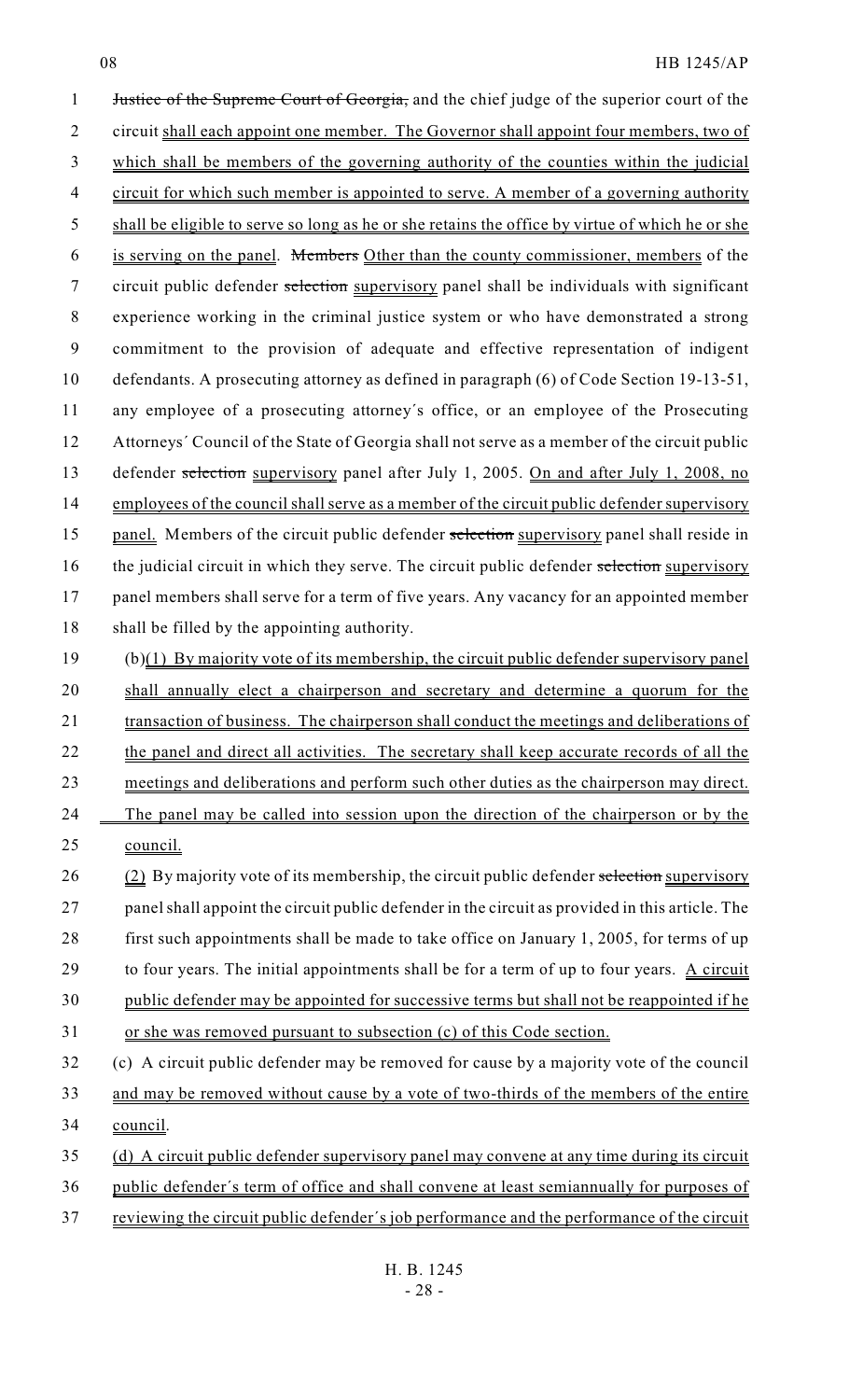Justice of the Supreme Court of Georgia, and the chief judge of the superior court of the circuit shall each appoint one member. The Governor shall appoint four members, two of which shall be members of the governing authority of the counties within the judicial circuit for which such member is appointed to serve. A member of a governing authority shall be eligible to serve so long as he or she retains the office by virtue of which he or she is serving on the panel. Members Other than the county commissioner, members of the circuit public defender selection supervisory panel shall be individuals with significant experience working in the criminal justice system or who have demonstrated a strong commitment to the provision of adequate and effective representation of indigent defendants. A prosecuting attorney as defined in paragraph (6) of Code Section 19-13-51, any employee of a prosecuting attorney's office, or an employee of the Prosecuting Attorneys' Council of the State of Georgia shall not serve as a member of the circuit public defender selection supervisory panel after July 1, 2005. On and after July 1, 2008, no employees of the council shall serve as a member of the circuit public defender supervisory panel. Members of the circuit public defender selection supervisory panel shall reside in the judicial circuit in which they serve. The circuit public defender selection supervisory panel members shall serve for a term of five years. Any vacancy for an appointed member shall be filled by the appointing authority.

(b)(1) By majority vote of its membership, the circuit public defender supervisory panel shall annually elect a chairperson and secretary and determine a quorum for the transaction of business. The chairperson shall conduct the meetings and deliberations of the panel and direct all activities. The secretary shall keep accurate records of all the meetings and deliberations and perform such other duties as the chairperson may direct. The panel may be called into session upon the direction of the chairperson or by the council.

(2) By majority vote of its membership, the circuit public defender selection supervisory panel shall appoint the circuit public defender in the circuit as provided in this article. The first such appointments shall be made to take office on January 1, 2005, for terms of up to four years. The initial appointments shall be for a term of up to four years. A circuit public defender may be appointed for successive terms but shall not be reappointed if he or she was removed pursuant to subsection (c) of this Code section.

(c) A circuit public defender may be removed for cause by a majority vote of the council and may be removed without cause by a vote of two-thirds of the members of the entire council.

(d) A circuit public defender supervisory panel may convene at any time during its circuit public defender's term of office and shall convene at least semiannually for purposes of reviewing the circuit public defender's job performance and the performance of the circuit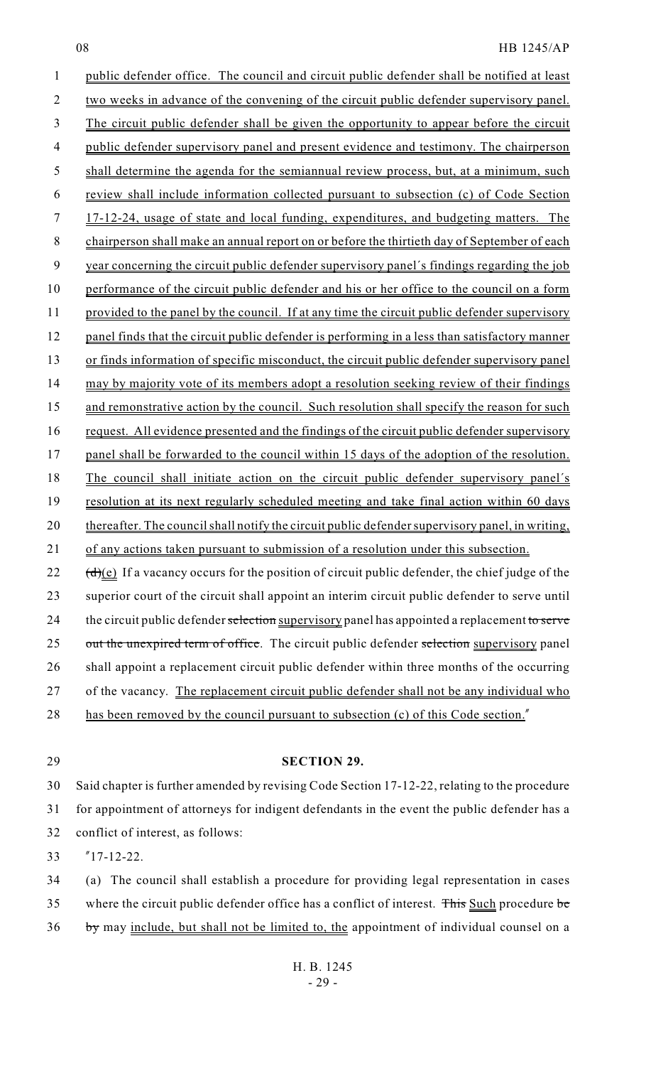public defender office. The council and circuit public defender shall be notified at least two weeks in advance of the convening of the circuit public defender supervisory panel. The circuit public defender shall be given the opportunity to appear before the circuit public defender supervisory panel and present evidence and testimony. The chairperson shall determine the agenda for the semiannual review process, but, at a minimum, such review shall include information collected pursuant to subsection (c) of Code Section 17-12-24, usage of state and local funding, expenditures, and budgeting matters. The chairperson shall make an annual report on or before the thirtieth day of September of each year concerning the circuit public defender supervisory panel's findings regarding the job performance of the circuit public defender and his or her office to the council on a form provided to the panel by the council. If at any time the circuit public defender supervisory panel finds that the circuit public defender is performing in a less than satisfactory manner or finds information of specific misconduct, the circuit public defender supervisory panel may by majority vote of its members adopt a resolution seeking review of their findings and remonstrative action by the council. Such resolution shall specify the reason for such request. All evidence presented and the findings of the circuit public defender supervisory panel shall be forwarded to the council within 15 days of the adoption of the resolution. The council shall initiate action on the circuit public defender supervisory panel's resolution at its next regularly scheduled meeting and take final action within 60 days thereafter. The council shall notify the circuit public defender supervisory panel, in writing, of any actions taken pursuant to submission of a resolution under this subsection.

~~(d)~~(e) If a vacancy occurs for the position of circuit public defender, the chief judge of the superior court of the circuit shall appoint an interim circuit public defender to serve until the circuit public defender ~~selection~~ supervisory panel has appointed a replacement ~~to serve out the unexpired term of office~~. The circuit public defender ~~selection~~ supervisory panel shall appoint a replacement circuit public defender within three months of the occurring of the vacancy. The replacement circuit public defender shall not be any individual who has been removed by the council pursuant to subsection (c) of this Code section."

## SECTION 29.

Said chapter is further amended by revising Code Section 17-12-22, relating to the procedure for appointment of attorneys for indigent defendants in the event the public defender has a conflict of interest, as follows:

"17-12-22.

(a) The council shall establish a procedure for providing legal representation in cases where the circuit public defender office has a conflict of interest. ~~This~~ Such procedure ~~be by~~ may include, but shall not be limited to, the appointment of individual counsel on a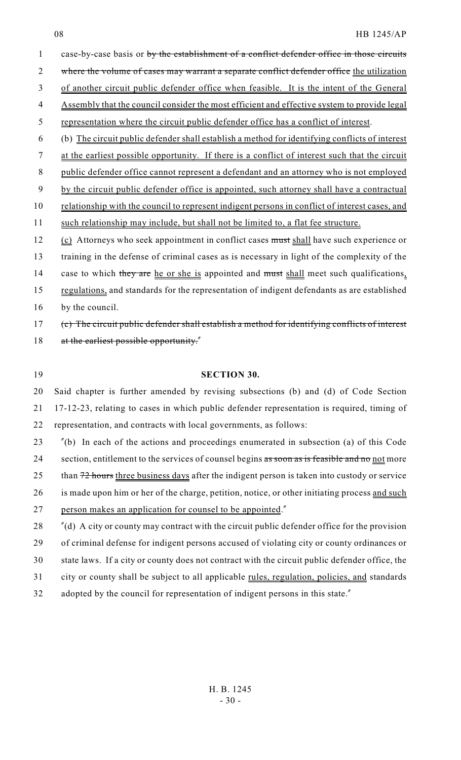case-by-case basis or ~~by the establishment of a conflict defender office in those circuits where the volume of cases may warrant a separate conflict defender office~~ <u>the utilization of another circuit public defender office when feasible. It is the intent of the General Assembly that the council consider the most efficient and effective system to provide legal representation where the circuit public defender office has a conflict of interest</u>.

(b) <u>The circuit public defender shall establish a method for identifying conflicts of interest at the earliest possible opportunity. If there is a conflict of interest such that the circuit public defender office cannot represent a defendant and an attorney who is not employed by the circuit public defender office is appointed, such attorney shall have a contractual relationship with the council to represent indigent persons in conflict of interest cases, and such relationship may include, but shall not be limited to, a flat fee structure.</u>

<u>(c)</u> Attorneys who seek appointment in conflict cases ~~must~~ <u>shall</u> have such experience or training in the defense of criminal cases as is necessary in light of the complexity of the case to which ~~they are~~ <u>he or she is</u> appointed and ~~must~~ <u>shall</u> meet such qualifications<u>, regulations,</u> and standards for the representation of indigent defendants as are established by the council.

~~(c) The circuit public defender shall establish a method for identifying conflicts of interest at the earliest possible opportunity.~~"

**SECTION 30.**

Said chapter is further amended by revising subsections (b) and (d) of Code Section 17-12-23, relating to cases in which public defender representation is required, timing of representation, and contracts with local governments, as follows:

"(b) In each of the actions and proceedings enumerated in subsection (a) of this Code section, entitlement to the services of counsel begins ~~as soon as is feasible and no~~ <u>not</u> more than ~~72 hours~~ <u>three business days</u> after the indigent person is taken into custody or service is made upon him or her of the charge, petition, notice, or other initiating process <u>and such person makes an application for counsel to be appointed</u>."

"(d) A city or county may contract with the circuit public defender office for the provision of criminal defense for indigent persons accused of violating city or county ordinances or state laws. If a city or county does not contract with the circuit public defender office, the city or county shall be subject to all applicable <u>rules, regulation, policies, and</u> standards adopted by the council for representation of indigent persons in this state."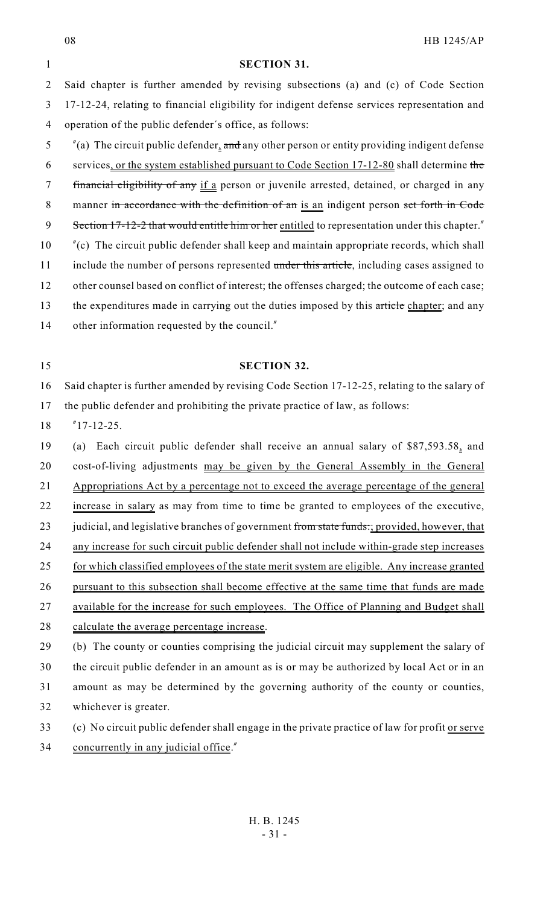**SECTION 31.**

Said chapter is further amended by revising subsections (a) and (c) of Code Section 17-12-24, relating to financial eligibility for indigent defense services representation and operation of the public defender's office, as follows:

"(a) The circuit public defender, ~~and~~ any other person or entity providing indigent defense services, or the system established pursuant to Code Section 17-12-80 shall determine ~~the financial eligibility of any~~ if a person or juvenile arrested, detained, or charged in any manner ~~in accordance with the definition of an~~ is an indigent person ~~set forth in Code Section 17-12-2 that would entitle him or her~~ entitled to representation under this chapter."

"(c) The circuit public defender shall keep and maintain appropriate records, which shall include the number of persons represented ~~under this article~~, including cases assigned to other counsel based on conflict of interest; the offenses charged; the outcome of each case; the expenditures made in carrying out the duties imposed by this ~~article~~ chapter; and any other information requested by the council."

**SECTION 32.**

Said chapter is further amended by revising Code Section 17-12-25, relating to the salary of the public defender and prohibiting the private practice of law, as follows:

"17-12-25.

(a) Each circuit public defender shall receive an annual salary of $87,593.58, and cost-of-living adjustments may be given by the General Assembly in the General Appropriations Act by a percentage not to exceed the average percentage of the general increase in salary as may from time to time be granted to employees of the executive, judicial, and legislative branches of government ~~from state funds.~~; provided, however, that any increase for such circuit public defender shall not include within-grade step increases for which classified employees of the state merit system are eligible. Any increase granted pursuant to this subsection shall become effective at the same time that funds are made available for the increase for such employees. The Office of Planning and Budget shall calculate the average percentage increase.

(b) The county or counties comprising the judicial circuit may supplement the salary of the circuit public defender in an amount as is or may be authorized by local Act or in an amount as may be determined by the governing authority of the county or counties, whichever is greater.

(c) No circuit public defender shall engage in the private practice of law for profit or serve concurrently in any judicial office."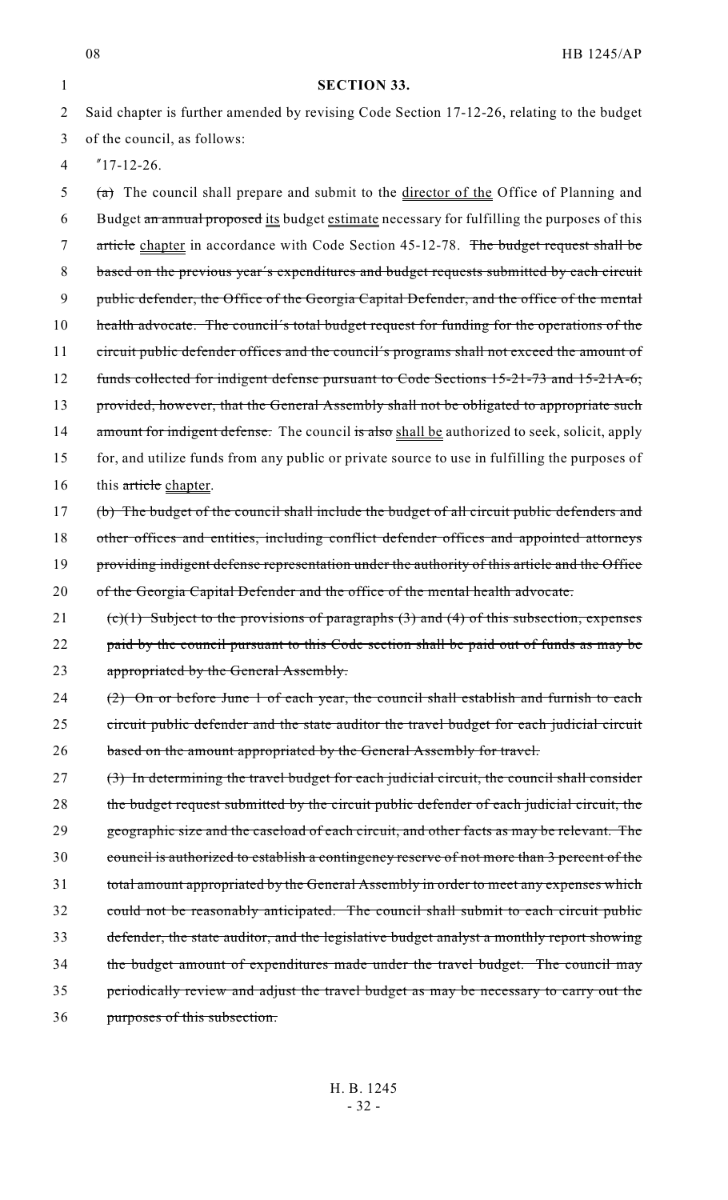**SECTION 33.**

Said chapter is further amended by revising Code Section 17-12-26, relating to the budget of the council, as follows:

"17-12-26.

~~(a)~~ The council shall prepare and submit to the director of the Office of Planning and Budget ~~an annual proposed~~ its budget estimate necessary for fulfilling the purposes of this ~~article~~ chapter in accordance with Code Section 45-12-78. ~~The budget request shall be based on the previous year's expenditures and budget requests submitted by each circuit public defender, the Office of the Georgia Capital Defender, and the office of the mental health advocate. The council's total budget request for funding for the operations of the circuit public defender offices and the council's programs shall not exceed the amount of funds collected for indigent defense pursuant to Code Sections 15-21-73 and 15-21A-6; provided, however, that the General Assembly shall not be obligated to appropriate such amount for indigent defense.~~ The council ~~is also~~ shall be authorized to seek, solicit, apply for, and utilize funds from any public or private source to use in fulfilling the purposes of this ~~article~~ chapter.

~~(b) The budget of the council shall include the budget of all circuit public defenders and other offices and entities, including conflict defender offices and appointed attorneys providing indigent defense representation under the authority of this article and the Office of the Georgia Capital Defender and the office of the mental health advocate.~~

~~(c)(1) Subject to the provisions of paragraphs (3) and (4) of this subsection, expenses paid by the council pursuant to this Code section shall be paid out of funds as may be appropriated by the General Assembly.~~

~~(2) On or before June 1 of each year, the council shall establish and furnish to each circuit public defender and the state auditor the travel budget for each judicial circuit based on the amount appropriated by the General Assembly for travel.~~

~~(3) In determining the travel budget for each judicial circuit, the council shall consider the budget request submitted by the circuit public defender of each judicial circuit, the geographic size and the caseload of each circuit, and other facts as may be relevant. The council is authorized to establish a contingency reserve of not more than 3 percent of the total amount appropriated by the General Assembly in order to meet any expenses which could not be reasonably anticipated. The council shall submit to each circuit public defender, the state auditor, and the legislative budget analyst a monthly report showing the budget amount of expenditures made under the travel budget. The council may periodically review and adjust the travel budget as may be necessary to carry out the purposes of this subsection.~~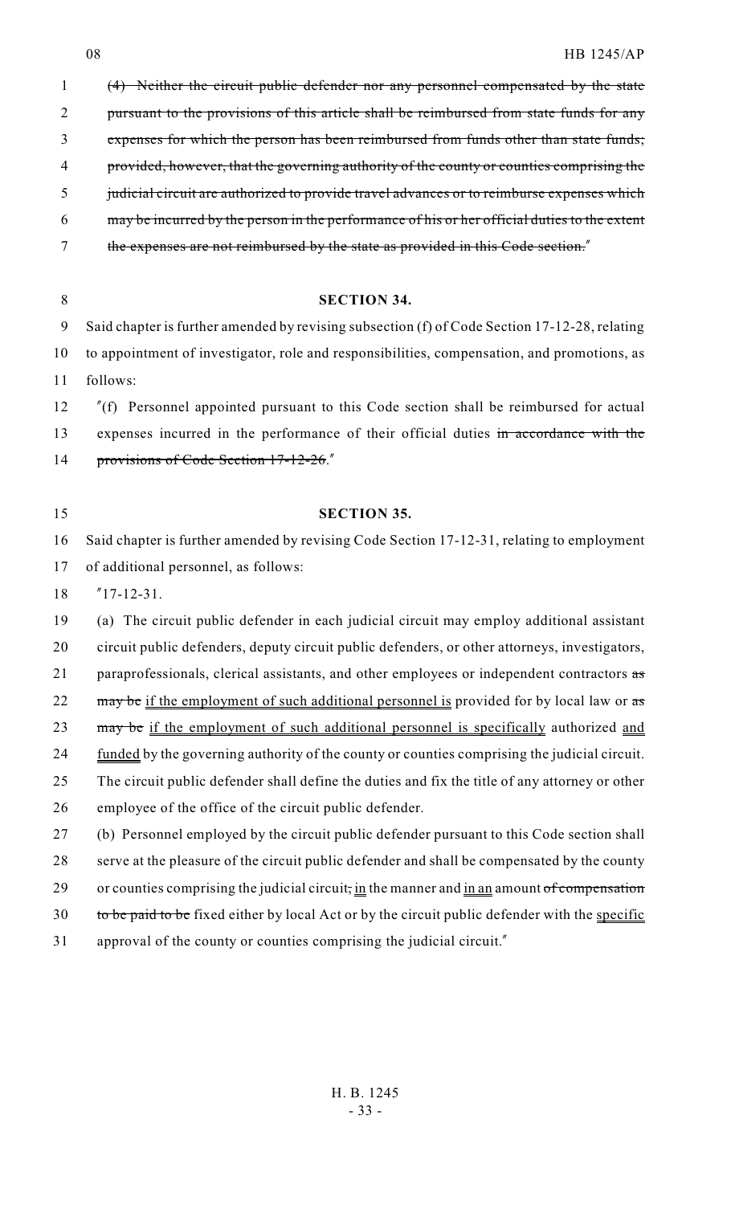~~(4) Neither the circuit public defender nor any personnel compensated by the state pursuant to the provisions of this article shall be reimbursed from state funds for any expenses for which the person has been reimbursed from funds other than state funds; provided, however, that the governing authority of the county or counties comprising the judicial circuit are authorized to provide travel advances or to reimburse expenses which may be incurred by the person in the performance of his or her official duties to the extent the expenses are not reimbursed by the state as provided in this Code section.~~"

**SECTION 34.**

Said chapter is further amended by revising subsection (f) of Code Section 17-12-28, relating to appointment of investigator, role and responsibilities, compensation, and promotions, as follows:

"(f) Personnel appointed pursuant to this Code section shall be reimbursed for actual expenses incurred in the performance of their official duties ~~in accordance with the provisions of Code Section 17-12-26~~."

**SECTION 35.**

Said chapter is further amended by revising Code Section 17-12-31, relating to employment of additional personnel, as follows:

"17-12-31.

(a) The circuit public defender in each judicial circuit may employ additional assistant circuit public defenders, deputy circuit public defenders, or other attorneys, investigators, paraprofessionals, clerical assistants, and other employees or independent contractors ~~as may be~~ <u>if the employment of such additional personnel is</u> provided for by local law or ~~as may be~~ <u>if the employment of such additional personnel is specifically</u> authorized <u>and funded</u> by the governing authority of the county or counties comprising the judicial circuit. The circuit public defender shall define the duties and fix the title of any attorney or other employee of the office of the circuit public defender.

(b) Personnel employed by the circuit public defender pursuant to this Code section shall serve at the pleasure of the circuit public defender and shall be compensated by the county or counties comprising the judicial circuit~~,~~ <u>in</u> the manner and <u>in an</u> amount ~~of compensation to be paid to be~~ fixed either by local Act or by the circuit public defender with the <u>specific</u> approval of the county or counties comprising the judicial circuit."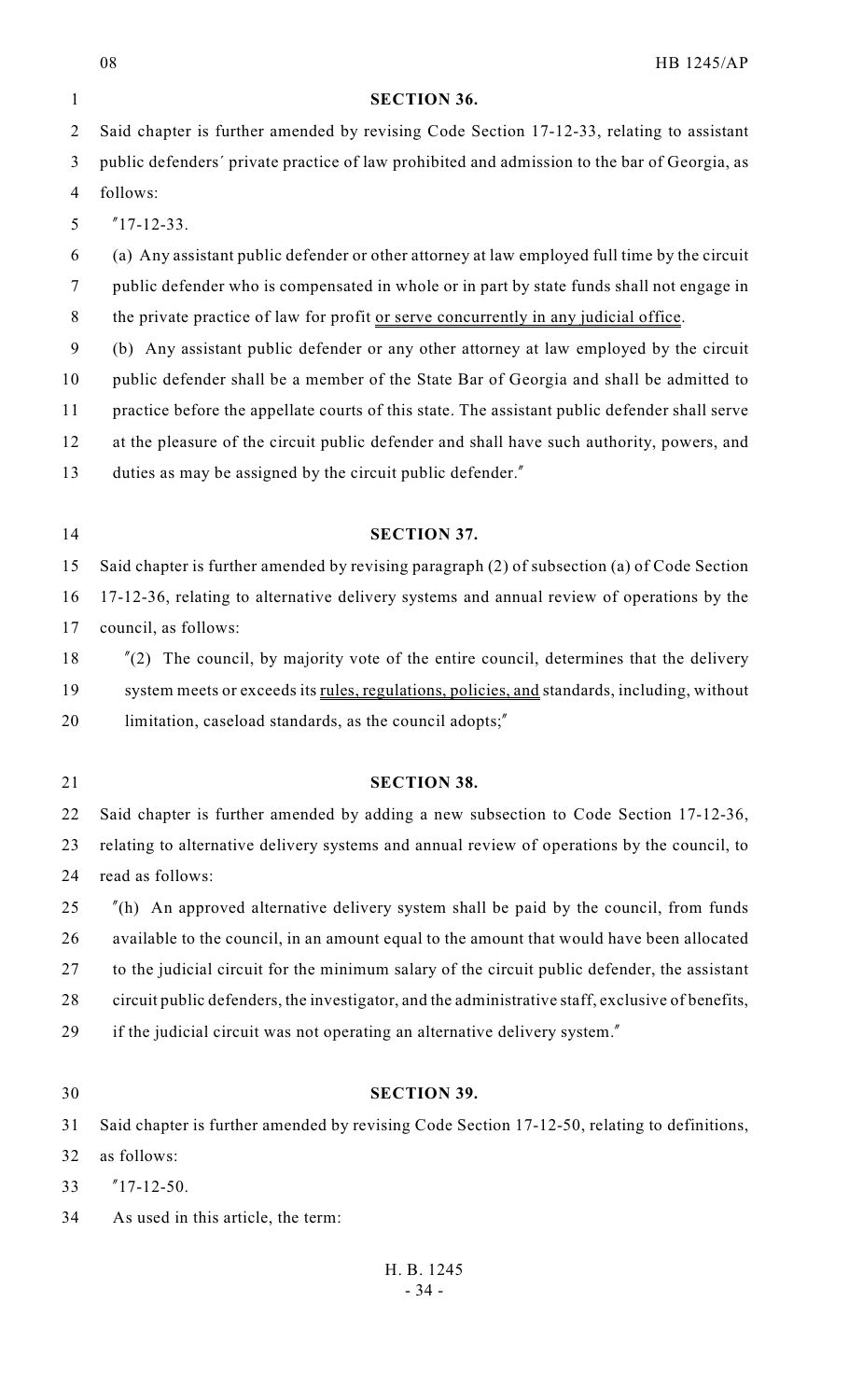**SECTION 36.**

Said chapter is further amended by revising Code Section 17-12-33, relating to assistant public defenders´ private practice of law prohibited and admission to the bar of Georgia, as follows:

"17-12-33.

(a) Any assistant public defender or other attorney at law employed full time by the circuit public defender who is compensated in whole or in part by state funds shall not engage in the private practice of law for profit <u>or serve concurrently in any judicial office</u>.

(b) Any assistant public defender or any other attorney at law employed by the circuit public defender shall be a member of the State Bar of Georgia and shall be admitted to practice before the appellate courts of this state. The assistant public defender shall serve at the pleasure of the circuit public defender and shall have such authority, powers, and duties as may be assigned by the circuit public defender."

**SECTION 37.**

Said chapter is further amended by revising paragraph (2) of subsection (a) of Code Section 17-12-36, relating to alternative delivery systems and annual review of operations by the council, as follows:

"(2) The council, by majority vote of the entire council, determines that the delivery system meets or exceeds its <u>rules, regulations, policies, and</u> standards, including, without limitation, caseload standards, as the council adopts;"

**SECTION 38.**

Said chapter is further amended by adding a new subsection to Code Section 17-12-36, relating to alternative delivery systems and annual review of operations by the council, to read as follows:

"(h) An approved alternative delivery system shall be paid by the council, from funds available to the council, in an amount equal to the amount that would have been allocated to the judicial circuit for the minimum salary of the circuit public defender, the assistant circuit public defenders, the investigator, and the administrative staff, exclusive of benefits, if the judicial circuit was not operating an alternative delivery system."

**SECTION 39.**

Said chapter is further amended by revising Code Section 17-12-50, relating to definitions, as follows:

"17-12-50.

As used in this article, the term: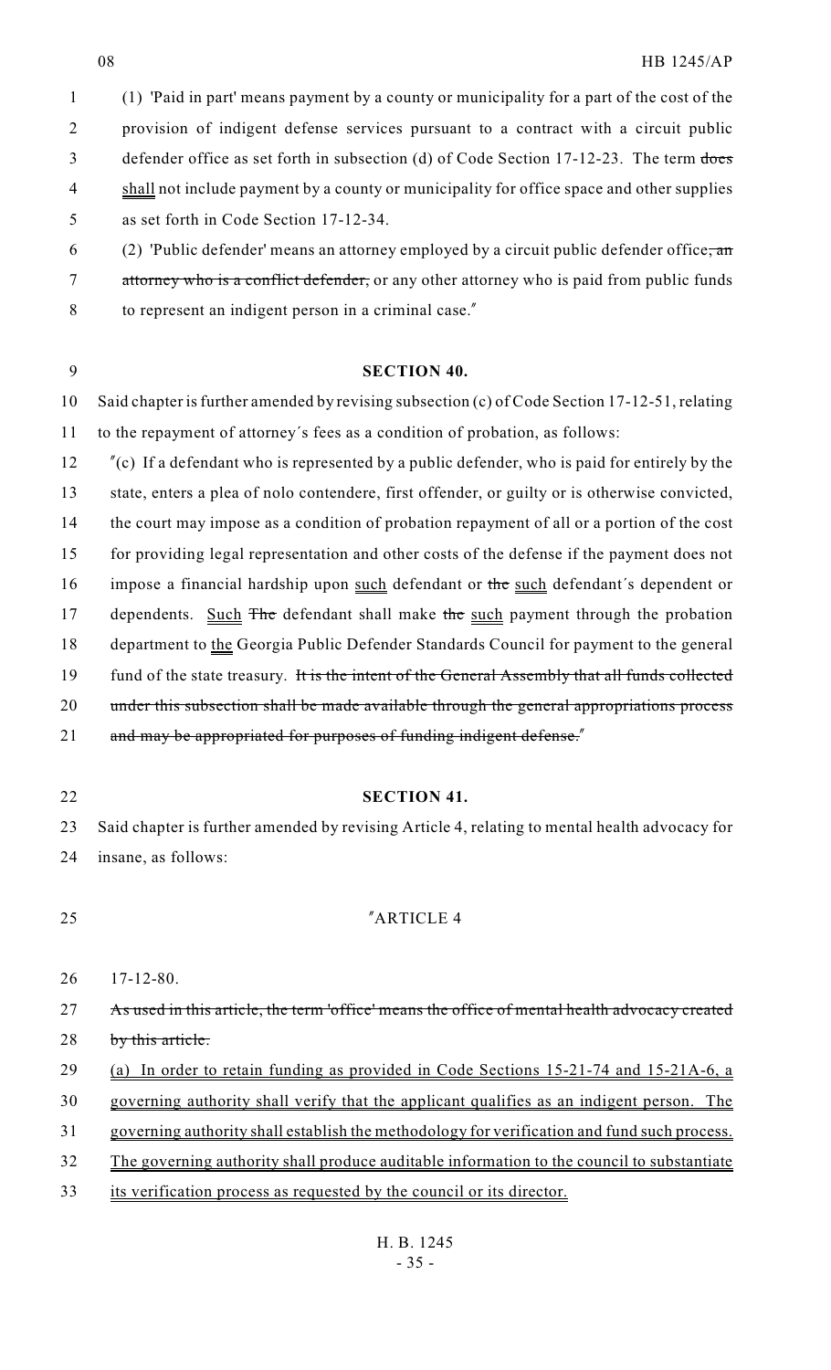(1) 'Paid in part' means payment by a county or municipality for a part of the cost of the provision of indigent defense services pursuant to a contract with a circuit public defender office as set forth in subsection (d) of Code Section 17-12-23. The term ~~does~~ <u>shall</u> not include payment by a county or municipality for office space and other supplies as set forth in Code Section 17-12-34.

(2) 'Public defender' means an attorney employed by a circuit public defender office~~, an attorney who is a conflict defender,~~ or any other attorney who is paid from public funds to represent an indigent person in a criminal case."

**SECTION 40.**

Said chapter is further amended by revising subsection (c) of Code Section 17-12-51, relating to the repayment of attorney's fees as a condition of probation, as follows:

"(c) If a defendant who is represented by a public defender, who is paid for entirely by the state, enters a plea of nolo contendere, first offender, or guilty or is otherwise convicted, the court may impose as a condition of probation repayment of all or a portion of the cost for providing legal representation and other costs of the defense if the payment does not impose a financial hardship upon <u>such</u> defendant or ~~the~~ <u>such</u> defendant's dependent or dependents. <u>Such</u> ~~The~~ defendant shall make ~~the~~ <u>such</u> payment through the probation department to <u>the</u> Georgia Public Defender Standards Council for payment to the general fund of the state treasury. ~~It is the intent of the General Assembly that all funds collected under this subsection shall be made available through the general appropriations process and may be appropriated for purposes of funding indigent defense.~~"

**SECTION 41.**

Said chapter is further amended by revising Article 4, relating to mental health advocacy for insane, as follows:

"ARTICLE 4

17-12-80.

~~As used in this article, the term 'office' means the office of mental health advocacy created by this article.~~

<u>(a) In order to retain funding as provided in Code Sections 15-21-74 and 15-21A-6, a governing authority shall verify that the applicant qualifies as an indigent person. The governing authority shall establish the methodology for verification and fund such process. The governing authority shall produce auditable information to the council to substantiate its verification process as requested by the council or its director.</u>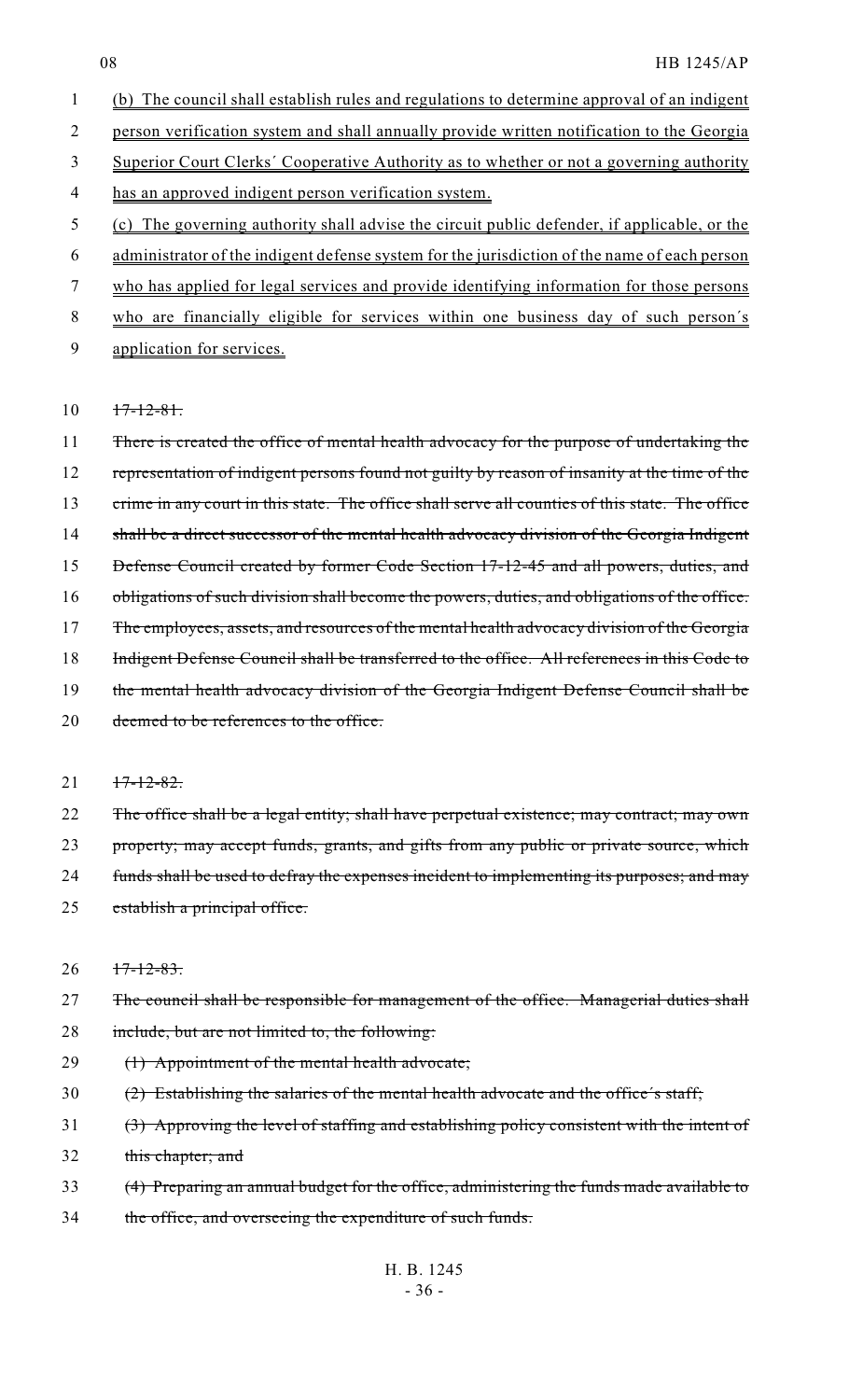(b) The council shall establish rules and regulations to determine approval of an indigent person verification system and shall annually provide written notification to the Georgia Superior Court Clerks´ Cooperative Authority as to whether or not a governing authority has an approved indigent person verification system.

(c) The governing authority shall advise the circuit public defender, if applicable, or the administrator of the indigent defense system for the jurisdiction of the name of each person who has applied for legal services and provide identifying information for those persons who are financially eligible for services within one business day of such person´s application for services.

~~17-12-81.~~

~~There is created the office of mental health advocacy for the purpose of undertaking the representation of indigent persons found not guilty by reason of insanity at the time of the crime in any court in this state. The office shall serve all counties of this state. The office shall be a direct successor of the mental health advocacy division of the Georgia Indigent Defense Council created by former Code Section 17-12-45 and all powers, duties, and obligations of such division shall become the powers, duties, and obligations of the office. The employees, assets, and resources of the mental health advocacy division of the Georgia Indigent Defense Council shall be transferred to the office. All references in this Code to the mental health advocacy division of the Georgia Indigent Defense Council shall be deemed to be references to the office.~~

~~17-12-82.~~

~~The office shall be a legal entity; shall have perpetual existence; may contract; may own property; may accept funds, grants, and gifts from any public or private source, which funds shall be used to defray the expenses incident to implementing its purposes; and may establish a principal office.~~

~~17-12-83.~~

~~The council shall be responsible for management of the office. Managerial duties shall include, but are not limited to, the following:~~

~~(1) Appointment of the mental health advocate;~~

~~(2) Establishing the salaries of the mental health advocate and the office´s staff;~~

~~(3) Approving the level of staffing and establishing policy consistent with the intent of this chapter; and~~

~~(4) Preparing an annual budget for the office, administering the funds made available to the office, and overseeing the expenditure of such funds.~~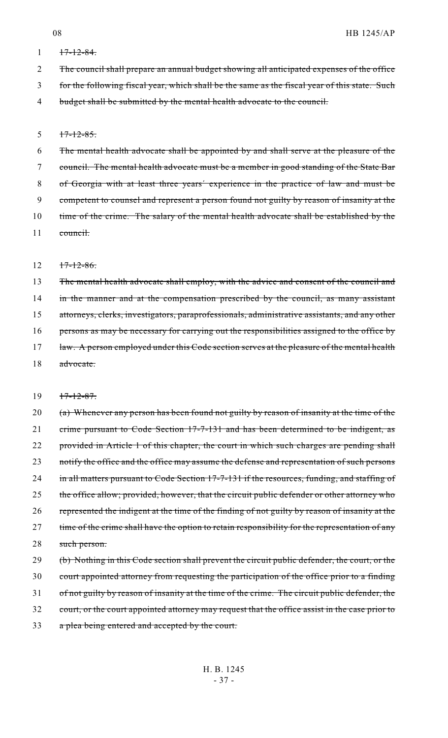~~17-12-84.~~

~~The council shall prepare an annual budget showing all anticipated expenses of the office for the following fiscal year, which shall be the same as the fiscal year of this state. Such budget shall be submitted by the mental health advocate to the council.~~

~~17-12-85.~~

~~The mental health advocate shall be appointed by and shall serve at the pleasure of the council. The mental health advocate must be a member in good standing of the State Bar of Georgia with at least three years' experience in the practice of law and must be competent to counsel and represent a person found not guilty by reason of insanity at the time of the crime. The salary of the mental health advocate shall be established by the council.~~

~~17-12-86.~~

~~The mental health advocate shall employ, with the advice and consent of the council and in the manner and at the compensation prescribed by the council, as many assistant attorneys, clerks, investigators, paraprofessionals, administrative assistants, and any other persons as may be necessary for carrying out the responsibilities assigned to the office by law. A person employed under this Code section serves at the pleasure of the mental health advocate.~~

~~17-12-87.~~

~~(a) Whenever any person has been found not guilty by reason of insanity at the time of the crime pursuant to Code Section 17-7-131 and has been determined to be indigent, as provided in Article 1 of this chapter, the court in which such charges are pending shall notify the office and the office may assume the defense and representation of such persons in all matters pursuant to Code Section 17-7-131 if the resources, funding, and staffing of the office allow; provided, however, that the circuit public defender or other attorney who represented the indigent at the time of the finding of not guilty by reason of insanity at the time of the crime shall have the option to retain responsibility for the representation of any such person.~~

~~(b) Nothing in this Code section shall prevent the circuit public defender, the court, or the court appointed attorney from requesting the participation of the office prior to a finding of not guilty by reason of insanity at the time of the crime. The circuit public defender, the court, or the court appointed attorney may request that the office assist in the case prior to a plea being entered and accepted by the court.~~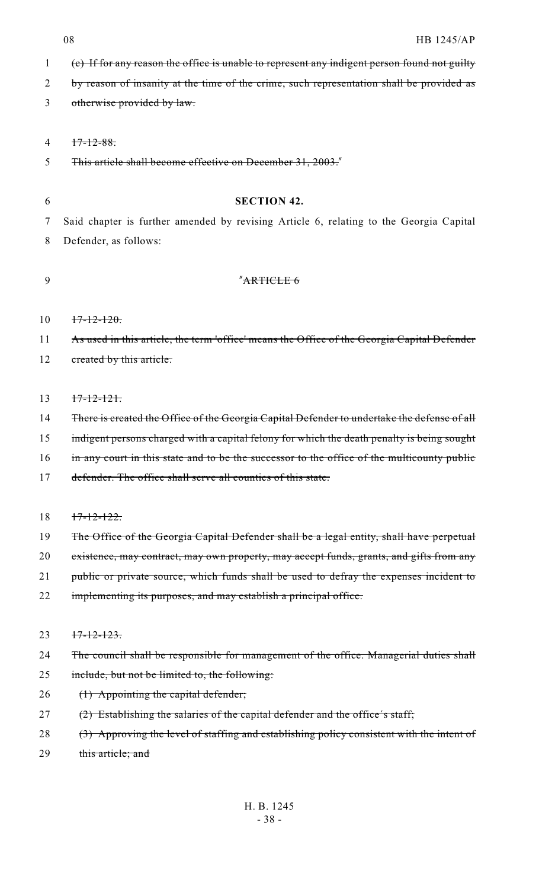~~(c) If for any reason the office is unable to represent any indigent person found not guilty by reason of insanity at the time of the crime, such representation shall be provided as otherwise provided by law.~~

~~17-12-88.~~

~~This article shall become effective on December 31, 2003.~~"

**SECTION 42.**

Said chapter is further amended by revising Article 6, relating to the Georgia Capital Defender, as follows:

"~~ARTICLE 6~~

~~17-12-120.~~

~~As used in this article, the term 'office' means the Office of the Georgia Capital Defender created by this article.~~

~~17-12-121.~~

~~There is created the Office of the Georgia Capital Defender to undertake the defense of all indigent persons charged with a capital felony for which the death penalty is being sought in any court in this state and to be the successor to the office of the multicounty public defender. The office shall serve all counties of this state.~~

~~17-12-122.~~

~~The Office of the Georgia Capital Defender shall be a legal entity, shall have perpetual existence, may contract, may own property, may accept funds, grants, and gifts from any public or private source, which funds shall be used to defray the expenses incident to implementing its purposes, and may establish a principal office.~~

~~17-12-123.~~

~~The council shall be responsible for management of the office. Managerial duties shall include, but not be limited to, the following:~~

~~(1) Appointing the capital defender;~~

~~(2) Establishing the salaries of the capital defender and the office's staff;~~

~~(3) Approving the level of staffing and establishing policy consistent with the intent of this article; and~~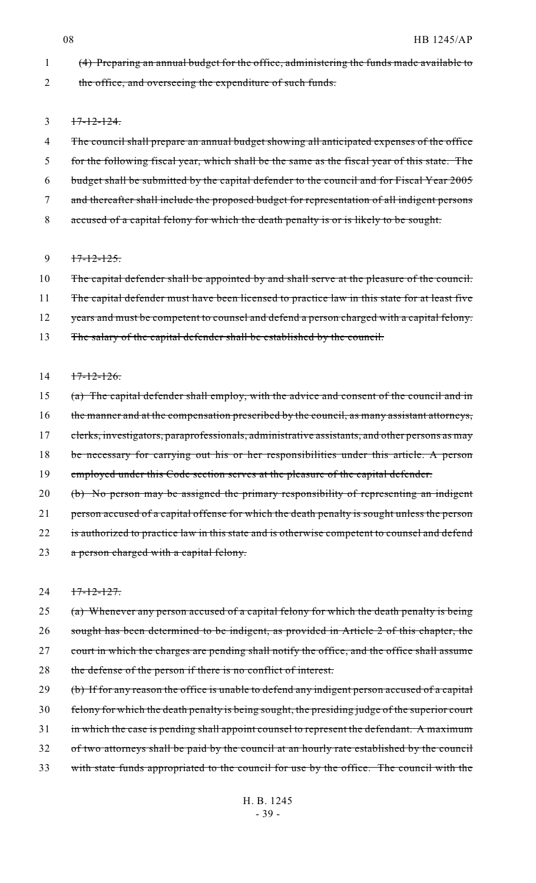~~(4) Preparing an annual budget for the office, administering the funds made available to the office, and overseeing the expenditure of such funds.~~

~~17-12-124.~~

~~The council shall prepare an annual budget showing all anticipated expenses of the office for the following fiscal year, which shall be the same as the fiscal year of this state. The budget shall be submitted by the capital defender to the council and for Fiscal Year 2005 and thereafter shall include the proposed budget for representation of all indigent persons accused of a capital felony for which the death penalty is or is likely to be sought.~~

~~17-12-125.~~

~~The capital defender shall be appointed by and shall serve at the pleasure of the council. The capital defender must have been licensed to practice law in this state for at least five years and must be competent to counsel and defend a person charged with a capital felony. The salary of the capital defender shall be established by the council.~~

~~17-12-126.~~

~~(a) The capital defender shall employ, with the advice and consent of the council and in the manner and at the compensation prescribed by the council, as many assistant attorneys, clerks, investigators, paraprofessionals, administrative assistants, and other persons as may be necessary for carrying out his or her responsibilities under this article. A person employed under this Code section serves at the pleasure of the capital defender.~~

~~(b) No person may be assigned the primary responsibility of representing an indigent person accused of a capital offense for which the death penalty is sought unless the person is authorized to practice law in this state and is otherwise competent to counsel and defend a person charged with a capital felony.~~

~~17-12-127.~~

~~(a) Whenever any person accused of a capital felony for which the death penalty is being sought has been determined to be indigent, as provided in Article 2 of this chapter, the court in which the charges are pending shall notify the office, and the office shall assume the defense of the person if there is no conflict of interest.~~

~~(b) If for any reason the office is unable to defend any indigent person accused of a capital felony for which the death penalty is being sought, the presiding judge of the superior court in which the case is pending shall appoint counsel to represent the defendant. A maximum of two attorneys shall be paid by the council at an hourly rate established by the council with state funds appropriated to the council for use by the office. The council with the~~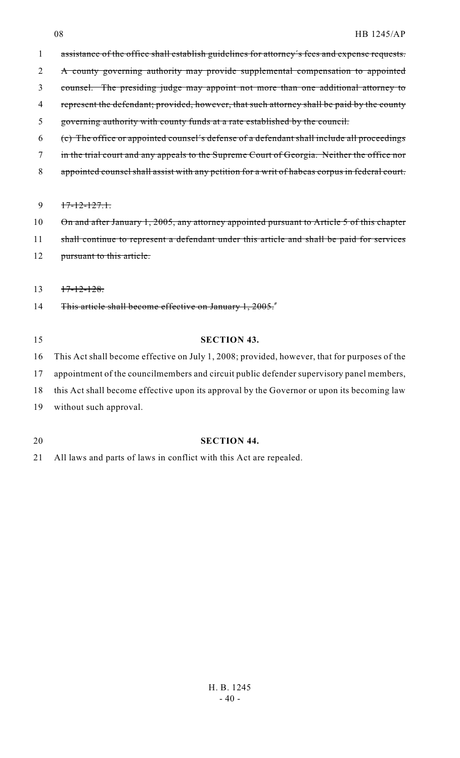~~assistance of the office shall establish guidelines for attorney's fees and expense requests. A county governing authority may provide supplemental compensation to appointed counsel. The presiding judge may appoint not more than one additional attorney to represent the defendant; provided, however, that such attorney shall be paid by the county governing authority with county funds at a rate established by the council.~~

~~(c) The office or appointed counsel's defense of a defendant shall include all proceedings in the trial court and any appeals to the Supreme Court of Georgia. Neither the office nor appointed counsel shall assist with any petition for a writ of habeas corpus in federal court.~~

~~17-12-127.1.~~

~~On and after January 1, 2005, any attorney appointed pursuant to Article 5 of this chapter shall continue to represent a defendant under this article and shall be paid for services pursuant to this article.~~

~~17-12-128.~~

~~This article shall become effective on January 1, 2005.~~"

**SECTION 43.**

This Act shall become effective on July 1, 2008; provided, however, that for purposes of the appointment of the councilmembers and circuit public defender supervisory panel members, this Act shall become effective upon its approval by the Governor or upon its becoming law without such approval.

**SECTION 44.**

All laws and parts of laws in conflict with this Act are repealed.